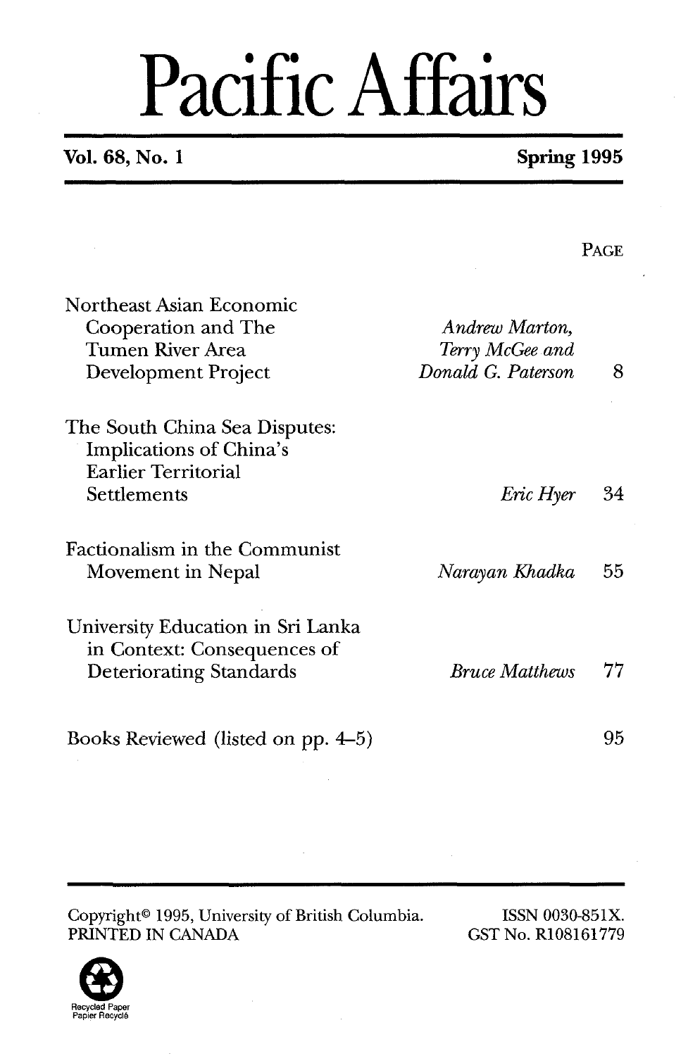# Pacific Affairs

**Vol. 68, No. 1** **Spring 1995**

| | | PAGE |
|---|---|---|
| Northeast Asian Economic Cooperation and The Tumen River Area Development Project | *Andrew Marton, Terry McGee and Donald G. Paterson* | 8 |
| The South China Sea Disputes: Implications of China's Earlier Territorial Settlements | *Eric Hyer* | 34 |
| Factionalism in the Communist Movement in Nepal | *Narayan Khadka* | 55 |
| University Education in Sri Lanka in Context: Consequences of Deteriorating Standards | *Bruce Matthews* | 77 |
| Books Reviewed (listed on pp. 4–5) | | 95 |

Copyright© 1995, University of British Columbia.
PRINTED IN CANADA

ISSN 0030-851X.
GST No. R108161779

Recycled Paper
Papier Recyclé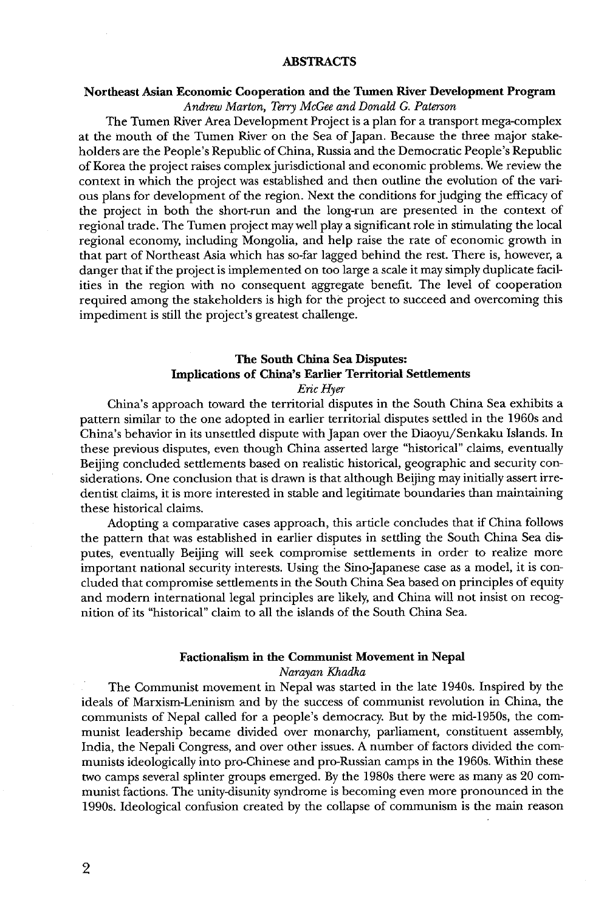# ABSTRACTS

## Northeast Asian Economic Cooperation and the Tumen River Development Program

*Andrew Marton, Terry McGee and Donald G. Paterson*

The Tumen River Area Development Project is a plan for a transport mega-complex at the mouth of the Tumen River on the Sea of Japan. Because the three major stakeholders are the People's Republic of China, Russia and the Democratic People's Republic of Korea the project raises complex jurisdictional and economic problems. We review the context in which the project was established and then outline the evolution of the various plans for development of the region. Next the conditions for judging the efficacy of the project in both the short-run and the long-run are presented in the context of regional trade. The Tumen project may well play a significant role in stimulating the local regional economy, including Mongolia, and help raise the rate of economic growth in that part of Northeast Asia which has so-far lagged behind the rest. There is, however, a danger that if the project is implemented on too large a scale it may simply duplicate facilities in the region with no consequent aggregate benefit. The level of cooperation required among the stakeholders is high for the project to succeed and overcoming this impediment is still the project's greatest challenge.

## The South China Sea Disputes: Implications of China's Earlier Territorial Settlements

*Eric Hyer*

China's approach toward the territorial disputes in the South China Sea exhibits a pattern similar to the one adopted in earlier territorial disputes settled in the 1960s and China's behavior in its unsettled dispute with Japan over the Diaoyu/Senkaku Islands. In these previous disputes, even though China asserted large "historical" claims, eventually Beijing concluded settlements based on realistic historical, geographic and security considerations. One conclusion that is drawn is that although Beijing may initially assert irredentist claims, it is more interested in stable and legitimate boundaries than maintaining these historical claims.

Adopting a comparative cases approach, this article concludes that if China follows the pattern that was established in earlier disputes in settling the South China Sea disputes, eventually Beijing will seek compromise settlements in order to realize more important national security interests. Using the Sino-Japanese case as a model, it is concluded that compromise settlements in the South China Sea based on principles of equity and modern international legal principles are likely, and China will not insist on recognition of its "historical" claim to all the islands of the South China Sea.

## Factionalism in the Communist Movement in Nepal

*Narayan Khadka*

The Communist movement in Nepal was started in the late 1940s. Inspired by the ideals of Marxism-Leninism and by the success of communist revolution in China, the communists of Nepal called for a people's democracy. But by the mid-1950s, the communist leadership became divided over monarchy, parliament, constituent assembly, India, the Nepali Congress, and over other issues. A number of factors divided the communists ideologically into pro-Chinese and pro-Russian camps in the 1960s. Within these two camps several splinter groups emerged. By the 1980s there were as many as 20 communist factions. The unity-disunity syndrome is becoming even more pronounced in the 1990s. Ideological confusion created by the collapse of communism is the main reason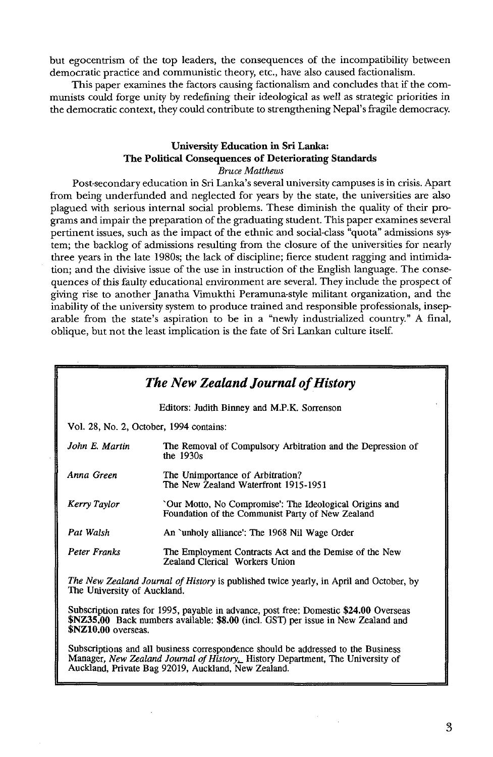but egocentrism of the top leaders, the consequences of the incompatibility between democratic practice and communistic theory, etc., have also caused factionalism.

This paper examines the factors causing factionalism and concludes that if the communists could forge unity by redefining their ideological as well as strategic priorities in the democratic context, they could contribute to strengthening Nepal's fragile democracy.

### University Education in Sri Lanka: The Political Consequences of Deteriorating Standards

*Bruce Matthews*

Post-secondary education in Sri Lanka's several university campuses is in crisis. Apart from being underfunded and neglected for years by the state, the universities are also plagued with serious internal social problems. These diminish the quality of their programs and impair the preparation of the graduating student. This paper examines several pertinent issues, such as the impact of the ethnic and social-class "quota" admissions system; the backlog of admissions resulting from the closure of the universities for nearly three years in the late 1980s; the lack of discipline; fierce student ragging and intimidation; and the divisive issue of the use in instruction of the English language. The consequences of this faulty educational environment are several. They include the prospect of giving rise to another Janatha Vimukthi Peramuna-style militant organization, and the inability of the university system to produce trained and responsible professionals, inseparable from the state's aspiration to be in a "newly industrialized country." A final, oblique, but not the least implication is the fate of Sri Lankan culture itself.

---

## *The New Zealand Journal of History*

Editors: Judith Binney and M.P.K. Sorrenson

Vol. 28, No. 2, October, 1994 contains:

| | |
|---|---|
| *John E. Martin* | The Removal of Compulsory Arbitration and the Depression of the 1930s |
| *Anna Green* | The Unimportance of Arbitration? The New Zealand Waterfront 1915-1951 |
| *Kerry Taylor* | 'Our Motto, No Compromise': The Ideological Origins and Foundation of the Communist Party of New Zealand |
| *Pat Walsh* | An 'unholy alliance': The 1968 Nil Wage Order |
| *Peter Franks* | The Employment Contracts Act and the Demise of the New Zealand Clerical Workers Union |

*The New Zealand Journal of History* is published twice yearly, in April and October, by The University of Auckland.

Subscription rates for 1995, payable in advance, post free: Domestic **$24.00** Overseas **$NZ35.00** Back numbers available: **$8.00** (incl. GST) per issue in New Zealand and **$NZ10.00** overseas.

Subscriptions and all business correspondence should be addressed to the Business Manager, *New Zealand Journal of History*, History Department, The University of Auckland, Private Bag 92019, Auckland, New Zealand.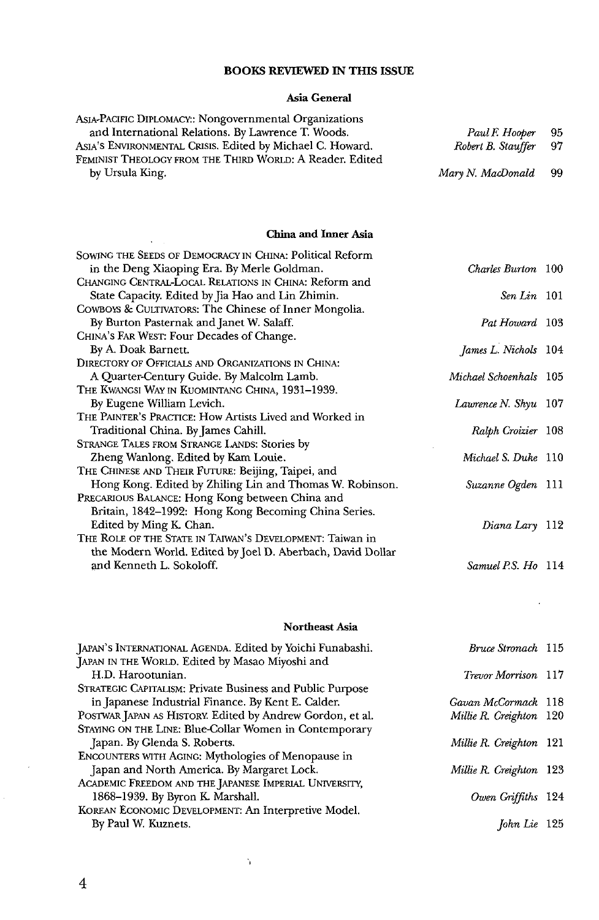# BOOKS REVIEWED IN THIS ISSUE

## Asia General

| Book | Reviewer | Page |
|---|---|---|
| ASIA-PACIFIC DIPLOMACY:: Nongovernmental Organizations and International Relations. By Lawrence T. Woods. | *Paul F. Hooper* | 95 |
| ASIA'S ENVIRONMENTAL CRISIS. Edited by Michael C. Howard. | *Robert B. Stauffer* | 97 |
| FEMINIST THEOLOGY FROM THE THIRD WORLD: A Reader. Edited by Ursula King. | *Mary N. MacDonald* | 99 |

## China and Inner Asia

| Book | Reviewer | Page |
|---|---|---|
| SOWING THE SEEDS OF DEMOCRACY IN CHINA: Political Reform in the Deng Xiaoping Era. By Merle Goldman. | *Charles Burton* | 100 |
| CHANGING CENTRAL-LOCAL RELATIONS IN CHINA: Reform and State Capacity. Edited by Jia Hao and Lin Zhimin. | *Sen Lin* | 101 |
| COWBOYS & CULTIVATORS: The Chinese of Inner Mongolia. By Burton Pasternak and Janet W. Salaff. | *Pat Howard* | 103 |
| CHINA'S FAR WEST: Four Decades of Change. By A. Doak Barnett. | *James L. Nichols* | 104 |
| DIRECTORY OF OFFICIALS AND ORGANIZATIONS IN CHINA: A Quarter-Century Guide. By Malcolm Lamb. | *Michael Schoenhals* | 105 |
| THE KWANGSI WAY IN KUOMINTANG CHINA, 1931–1939. By Eugene William Levich. | *Lawrence N. Shyu* | 107 |
| THE PAINTER'S PRACTICE: How Artists Lived and Worked in Traditional China. By James Cahill. | *Ralph Croizier* | 108 |
| STRANGE TALES FROM STRANGE LANDS: Stories by Zheng Wanlong. Edited by Kam Louie. | *Michael S. Duke* | 110 |
| THE CHINESE AND THEIR FUTURE: Beijing, Taipei, and Hong Kong. Edited by Zhiling Lin and Thomas W. Robinson. | *Suzanne Ogden* | 111 |
| PRECARIOUS BALANCE: Hong Kong between China and Britain, 1842–1992: Hong Kong Becoming China Series. Edited by Ming K. Chan. | *Diana Lary* | 112 |
| THE ROLE OF THE STATE IN TAIWAN'S DEVELOPMENT: Taiwan in the Modern World. Edited by Joel D. Aberbach, David Dollar and Kenneth L. Sokoloff. | *Samuel P.S. Ho* | 114 |

## Northeast Asia

| Book | Reviewer | Page |
|---|---|---|
| JAPAN'S INTERNATIONAL AGENDA. Edited by Yoichi Funabashi. | *Bruce Stronach* | 115 |
| JAPAN IN THE WORLD. Edited by Masao Miyoshi and H.D. Harootunian. | *Trevor Morrison* | 117 |
| STRATEGIC CAPITALISM: Private Business and Public Purpose in Japanese Industrial Finance. By Kent E. Calder. | *Gavan McCormack* | 118 |
| POSTWAR JAPAN AS HISTORY. Edited by Andrew Gordon, et al. | *Millie R. Creighton* | 120 |
| STAYING ON THE LINE: Blue-Collar Women in Contemporary Japan. By Glenda S. Roberts. | *Millie R. Creighton* | 121 |
| ENCOUNTERS WITH AGING: Mythologies of Menopause in Japan and North America. By Margaret Lock. | *Millie R. Creighton* | 123 |
| ACADEMIC FREEDOM AND THE JAPANESE IMPERIAL UNIVERSITY, 1868–1939. By Byron K. Marshall. | *Owen Griffiths* | 124 |
| KOREAN ECONOMIC DEVELOPMENT: An Interpretive Model. By Paul W. Kuznets. | *John Lie* | 125 |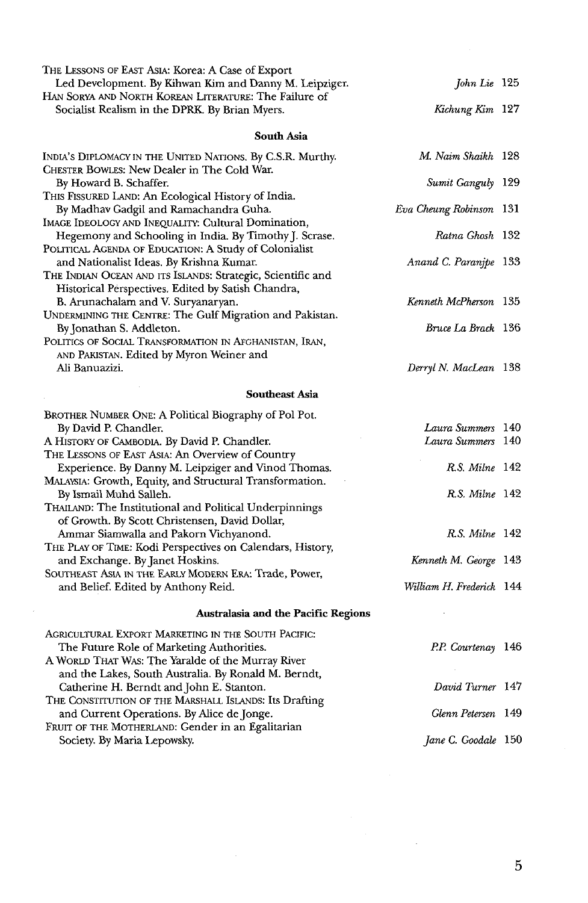THE LESSONS OF EAST ASIA: Korea: A Case of Export Led Development. By Kihwan Kim and Danny M. Leipziger. — *John Lie* 125

HAN SORYA AND NORTH KOREAN LITERATURE: The Failure of Socialist Realism in the DPRK. By Brian Myers. — *Kichung Kim* 127

### South Asia

INDIA'S DIPLOMACY IN THE UNITED NATIONS. By C.S.R. Murthy. — *M. Naim Shaikh* 128

CHESTER BOWLES: New Dealer in The Cold War. By Howard B. Schaffer. — *Sumit Ganguly* 129

THIS FISSURED LAND: An Ecological History of India. By Madhav Gadgil and Ramachandra Guha. — *Eva Cheung Robinson* 131

IMAGE IDEOLOGY AND INEQUALITY: Cultural Domination, Hegemony and Schooling in India. By Timothy J. Scrase. — *Ratna Ghosh* 132

POLITICAL AGENDA OF EDUCATION: A Study of Colonialist and Nationalist Ideas. By Krishna Kumar. — *Anand C. Paranjpe* 133

THE INDIAN OCEAN AND ITS ISLANDS: Strategic, Scientific and Historical Perspectives. Edited by Satish Chandra, B. Arunachalam and V. Suryanaryan. — *Kenneth McPherson* 135

UNDERMINING THE CENTRE: The Gulf Migration and Pakistan. By Jonathan S. Addleton. — *Bruce La Brack* 136

POLITICS OF SOCIAL TRANSFORMATION IN AFGHANISTAN, IRAN, AND PAKISTAN. Edited by Myron Weiner and Ali Banuazizi. — *Derryl N. MacLean* 138

### Southeast Asia

BROTHER NUMBER ONE: A Political Biography of Pol Pot. By David P. Chandler. — *Laura Summers* 140

A HISTORY OF CAMBODIA. By David P. Chandler. — *Laura Summers* 140

THE LESSONS OF EAST ASIA: An Overview of Country Experience. By Danny M. Leipziger and Vinod Thomas. — *R.S. Milne* 142

MALAYSIA: Growth, Equity, and Structural Transformation. By Ismail Muhd Salleh. — *R.S. Milne* 142

THAILAND: The Institutional and Political Underpinnings of Growth. By Scott Christensen, David Dollar, Ammar Siamwalla and Pakorn Vichyanond. — *R.S. Milne* 142

THE PLAY OF TIME: Kodi Perspectives on Calendars, History, and Exchange. By Janet Hoskins. — *Kenneth M. George* 143

SOUTHEAST ASIA IN THE EARLY MODERN ERA: Trade, Power, and Belief. Edited by Anthony Reid. — *William H. Frederick* 144

### Australasia and the Pacific Regions

AGRICULTURAL EXPORT MARKETING IN THE SOUTH PACIFIC: The Future Role of Marketing Authorities. — *P.P. Courtenay* 146

A WORLD THAT WAS: The Yaralde of the Murray River and the Lakes, South Australia. By Ronald M. Berndt, Catherine H. Berndt and John E. Stanton. — *David Turner* 147

THE CONSTITUTION OF THE MARSHALL ISLANDS: Its Drafting and Current Operations. By Alice de Jonge. — *Glenn Petersen* 149

FRUIT OF THE MOTHERLAND: Gender in an Egalitarian Society. By Maria Lepowsky. — *Jane C. Goodale* 150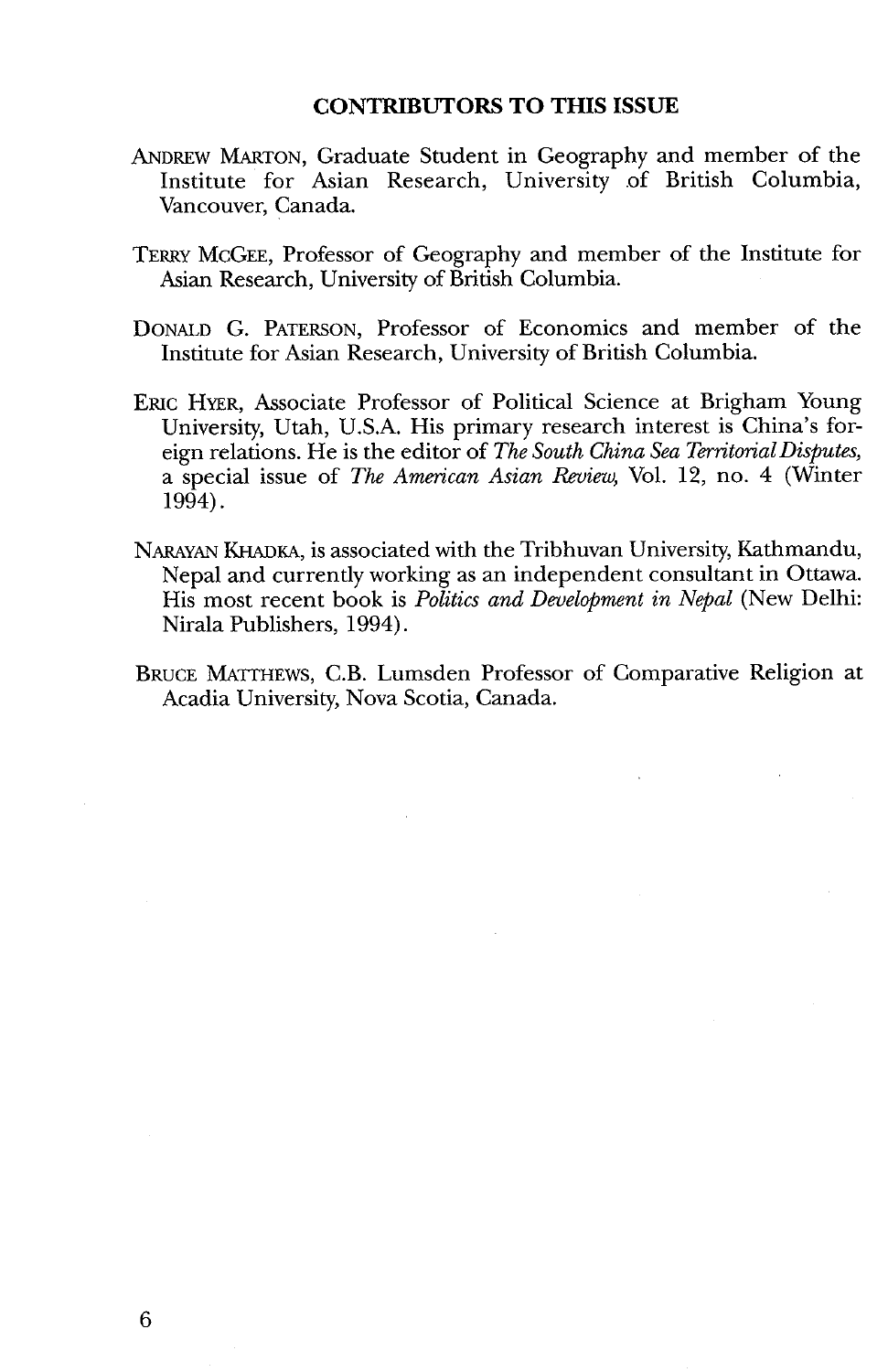## CONTRIBUTORS TO THIS ISSUE

ANDREW MARTON, Graduate Student in Geography and member of the Institute for Asian Research, University of British Columbia, Vancouver, Canada.

TERRY MCGEE, Professor of Geography and member of the Institute for Asian Research, University of British Columbia.

DONALD G. PATERSON, Professor of Economics and member of the Institute for Asian Research, University of British Columbia.

ERIC HYER, Associate Professor of Political Science at Brigham Young University, Utah, U.S.A. His primary research interest is China's foreign relations. He is the editor of *The South China Sea Territorial Disputes*, a special issue of *The American Asian Review*, Vol. 12, no. 4 (Winter 1994).

NARAYAN KHADKA, is associated with the Tribhuvan University, Kathmandu, Nepal and currently working as an independent consultant in Ottawa. His most recent book is *Politics and Development in Nepal* (New Delhi: Nirala Publishers, 1994).

BRUCE MATTHEWS, C.B. Lumsden Professor of Comparative Religion at Acadia University, Nova Scotia, Canada.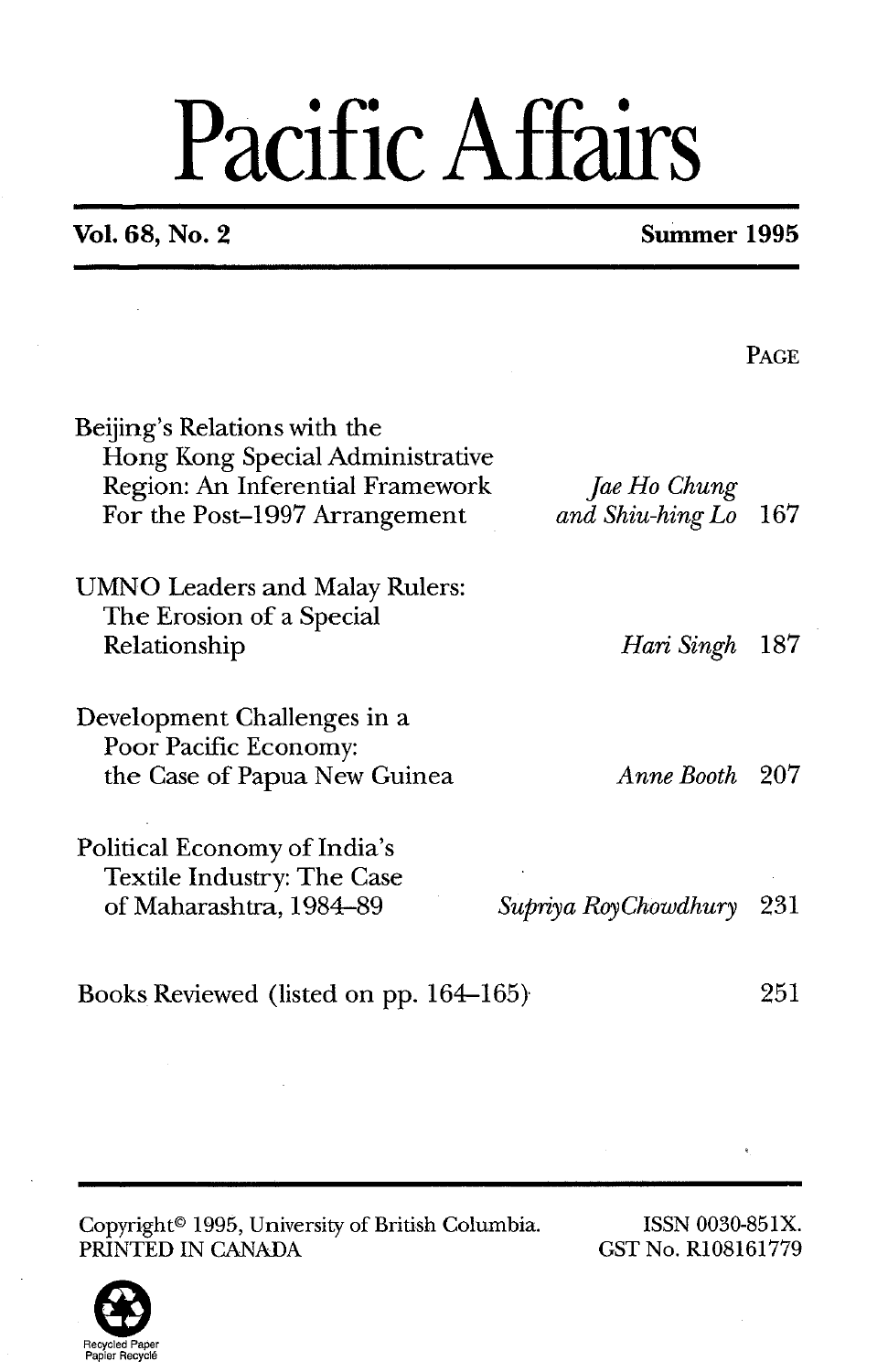# Pacific Affairs

**Vol. 68, No. 2** **Summer 1995**

| | | PAGE |
|---|---|---|
| Beijing's Relations with the Hong Kong Special Administrative Region: An Inferential Framework For the Post–1997 Arrangement | *Jae Ho Chung and Shiu-hing Lo* | 167 |
| UMNO Leaders and Malay Rulers: The Erosion of a Special Relationship | *Hari Singh* | 187 |
| Development Challenges in a Poor Pacific Economy: the Case of Papua New Guinea | *Anne Booth* | 207 |
| Political Economy of India's Textile Industry: The Case of Maharashtra, 1984–89 | *Supriya RoyChowdhury* | 231 |
| Books Reviewed (listed on pp. 164–165) | | 251 |

Copyright© 1995, University of British Columbia.
PRINTED IN CANADA

ISSN 0030-851X.
GST No. R108161779

Recycled Paper
Papier Recyclé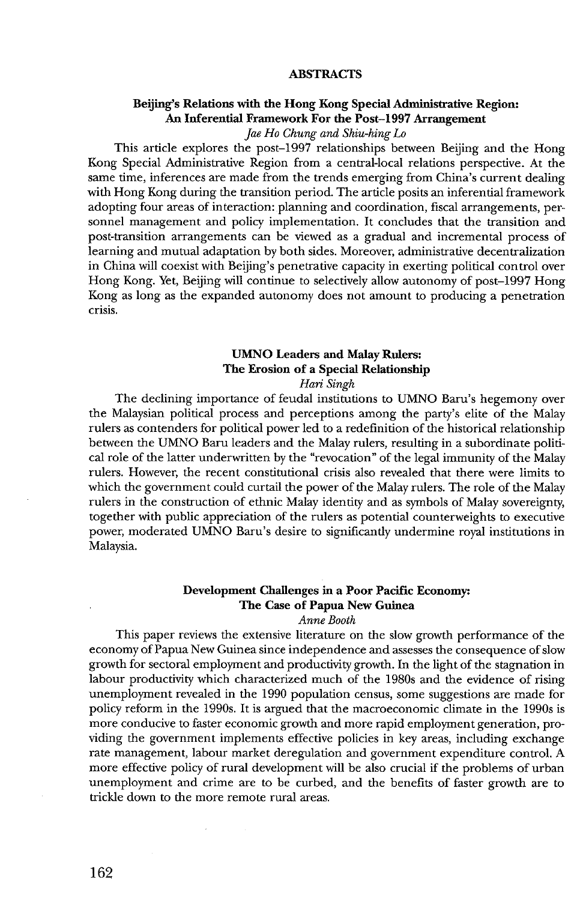## ABSTRACTS

### Beijing's Relations with the Hong Kong Special Administrative Region: An Inferential Framework For the Post–1997 Arrangement

*Jae Ho Chung and Shiu-hing Lo*

This article explores the post–1997 relationships between Beijing and the Hong Kong Special Administrative Region from a central-local relations perspective. At the same time, inferences are made from the trends emerging from China's current dealing with Hong Kong during the transition period. The article posits an inferential framework adopting four areas of interaction: planning and coordination, fiscal arrangements, personnel management and policy implementation. It concludes that the transition and post-transition arrangements can be viewed as a gradual and incremental process of learning and mutual adaptation by both sides. Moreover, administrative decentralization in China will coexist with Beijing's penetrative capacity in exerting political control over Hong Kong. Yet, Beijing will continue to selectively allow autonomy of post–1997 Hong Kong as long as the expanded autonomy does not amount to producing a penetration crisis.

### UMNO Leaders and Malay Rulers: The Erosion of a Special Relationship

*Hari Singh*

The declining importance of feudal institutions to UMNO Baru's hegemony over the Malaysian political process and perceptions among the party's elite of the Malay rulers as contenders for political power led to a redefinition of the historical relationship between the UMNO Baru leaders and the Malay rulers, resulting in a subordinate political role of the latter underwritten by the "revocation" of the legal immunity of the Malay rulers. However, the recent constitutional crisis also revealed that there were limits to which the government could curtail the power of the Malay rulers. The role of the Malay rulers in the construction of ethnic Malay identity and as symbols of Malay sovereignty, together with public appreciation of the rulers as potential counterweights to executive power, moderated UMNO Baru's desire to significantly undermine royal institutions in Malaysia.

### Development Challenges in a Poor Pacific Economy: The Case of Papua New Guinea

*Anne Booth*

This paper reviews the extensive literature on the slow growth performance of the economy of Papua New Guinea since independence and assesses the consequence of slow growth for sectoral employment and productivity growth. In the light of the stagnation in labour productivity which characterized much of the 1980s and the evidence of rising unemployment revealed in the 1990 population census, some suggestions are made for policy reform in the 1990s. It is argued that the macroeconomic climate in the 1990s is more conducive to faster economic growth and more rapid employment generation, providing the government implements effective policies in key areas, including exchange rate management, labour market deregulation and government expenditure control. A more effective policy of rural development will be also crucial if the problems of urban unemployment and crime are to be curbed, and the benefits of faster growth are to trickle down to the more remote rural areas.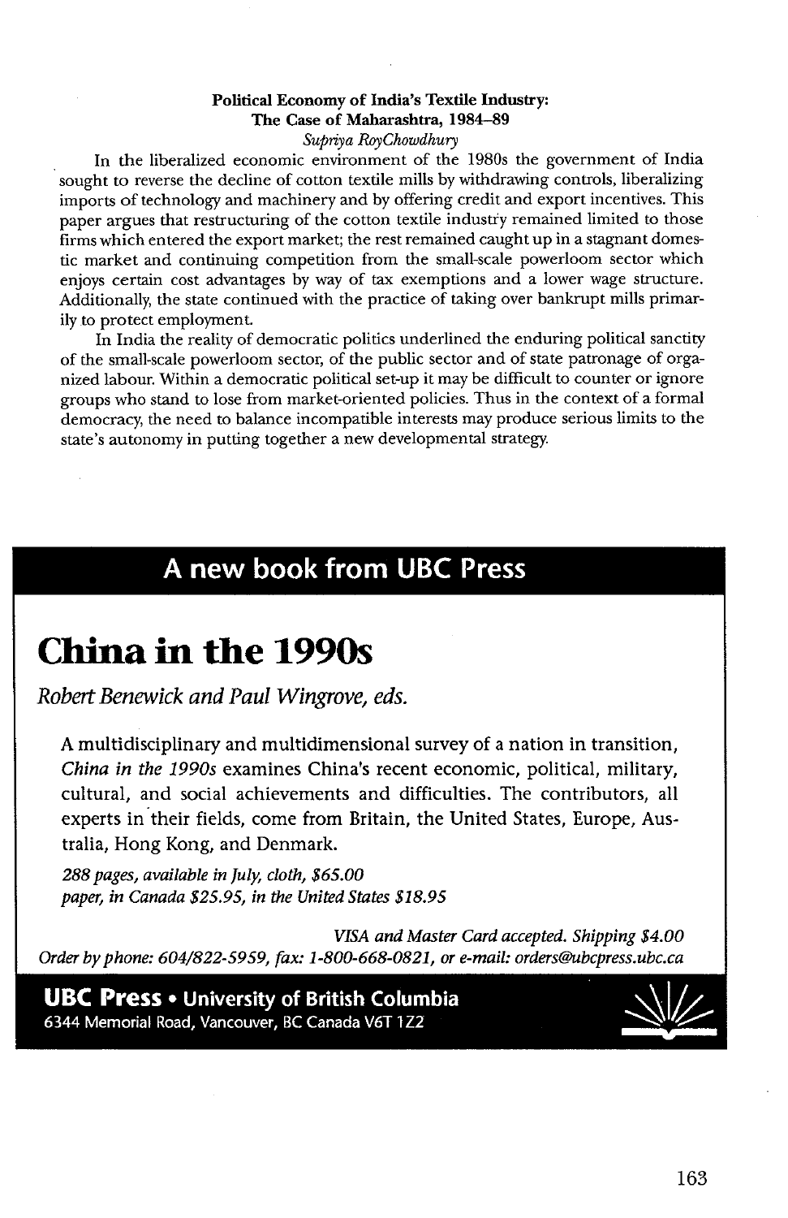**Political Economy of India's Textile Industry: The Case of Maharashtra, 1984–89**

*Supriya RoyChowdhury*

In the liberalized economic environment of the 1980s the government of India sought to reverse the decline of cotton textile mills by withdrawing controls, liberalizing imports of technology and machinery and by offering credit and export incentives. This paper argues that restructuring of the cotton textile industry remained limited to those firms which entered the export market; the rest remained caught up in a stagnant domestic market and continuing competition from the small-scale powerloom sector which enjoys certain cost advantages by way of tax exemptions and a lower wage structure. Additionally, the state continued with the practice of taking over bankrupt mills primarily to protect employment.

In India the reality of democratic politics underlined the enduring political sanctity of the small-scale powerloom sector, of the public sector and of state patronage of organized labour. Within a democratic political set-up it may be difficult to counter or ignore groups who stand to lose from market-oriented policies. Thus in the context of a formal democracy, the need to balance incompatible interests may produce serious limits to the state's autonomy in putting together a new developmental strategy.

## A new book from UBC Press

# China in the 1990s

*Robert Benewick and Paul Wingrove, eds.*

A multidisciplinary and multidimensional survey of a nation in transition, *China in the 1990s* examines China's recent economic, political, military, cultural, and social achievements and difficulties. The contributors, all experts in their fields, come from Britain, the United States, Europe, Australia, Hong Kong, and Denmark.

*288 pages, available in July, cloth, $65.00*
*paper, in Canada $25.95, in the United States $18.95*

*VISA and Master Card accepted. Shipping $4.00*
*Order by phone: 604/822-5959, fax: 1-800-668-0821, or e-mail: orders@ubcpress.ubc.ca*

**UBC Press • University of British Columbia**
6344 Memorial Road, Vancouver, BC Canada V6T 1Z2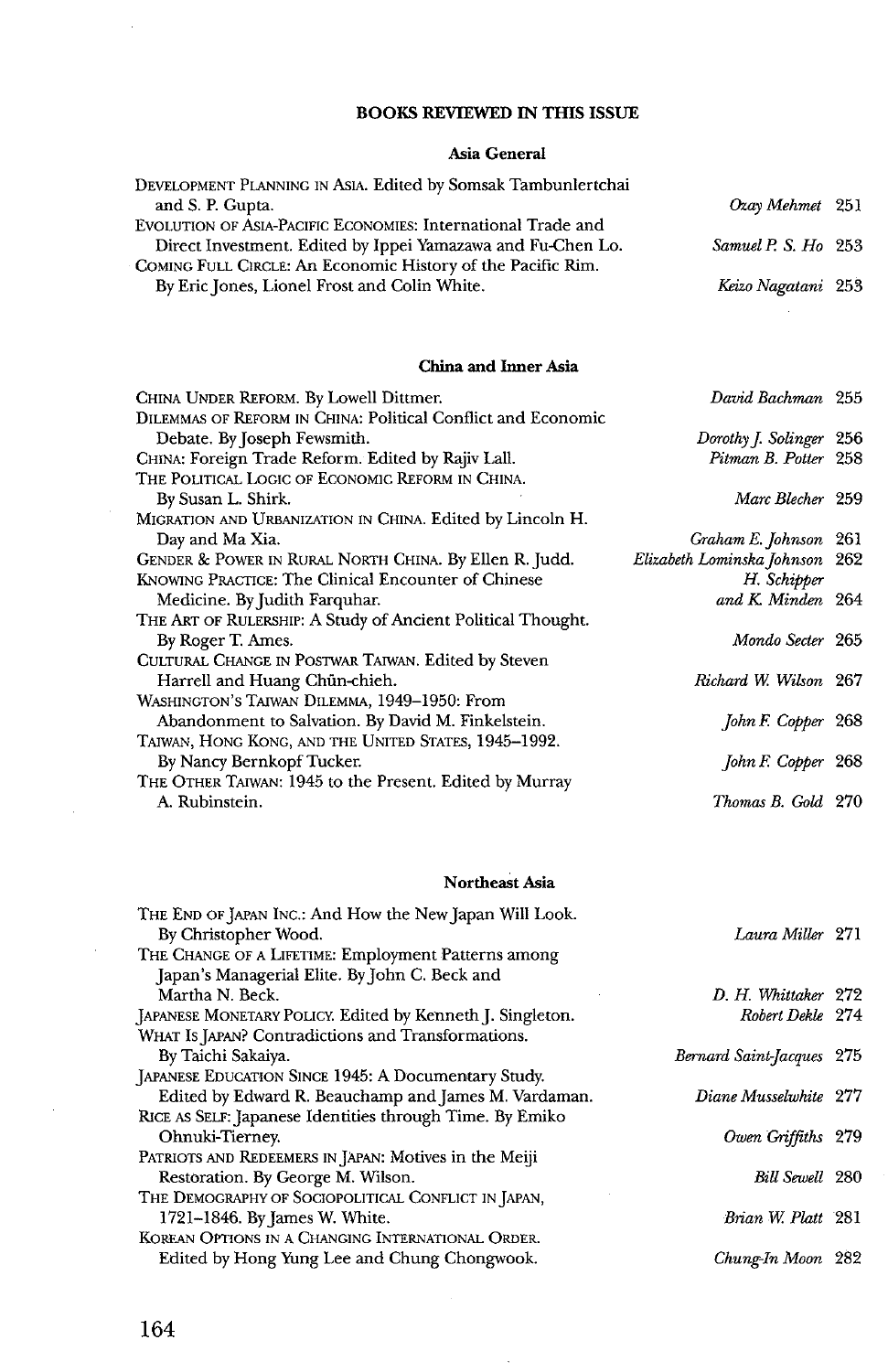## BOOKS REVIEWED IN THIS ISSUE

### Asia General

| Book | Reviewer | Page |
|---|---|---|
| DEVELOPMENT PLANNING IN ASIA. Edited by Somsak Tambunlertchai and S. P. Gupta. | *Ozay Mehmet* | 251 |
| EVOLUTION OF ASIA-PACIFIC ECONOMIES: International Trade and Direct Investment. Edited by Ippei Yamazawa and Fu-Chen Lo. | *Samuel P. S. Ho* | 253 |
| COMING FULL CIRCLE: An Economic History of the Pacific Rim. By Eric Jones, Lionel Frost and Colin White. | *Keizo Nagatani* | 253 |

### China and Inner Asia

| Book | Reviewer | Page |
|---|---|---|
| CHINA UNDER REFORM. By Lowell Dittmer. | *David Bachman* | 255 |
| DILEMMAS OF REFORM IN CHINA: Political Conflict and Economic Debate. By Joseph Fewsmith. | *Dorothy J. Solinger* | 256 |
| CHINA: Foreign Trade Reform. Edited by Rajiv Lall. | *Pitman B. Potter* | 258 |
| THE POLITICAL LOGIC OF ECONOMIC REFORM IN CHINA. By Susan L. Shirk. | *Marc Blecher* | 259 |
| MIGRATION AND URBANIZATION IN CHINA. Edited by Lincoln H. Day and Ma Xia. | *Graham E. Johnson* | 261 |
| GENDER & POWER IN RURAL NORTH CHINA. By Ellen R. Judd. | *Elizabeth Lominska Johnson* | 262 |
| KNOWING PRACTICE: The Clinical Encounter of Chinese Medicine. By Judith Farquhar. | *H. Schipper and K. Minden* | 264 |
| THE ART OF RULERSHIP: A Study of Ancient Political Thought. By Roger T. Ames. | *Mondo Secter* | 265 |
| CULTURAL CHANGE IN POSTWAR TAIWAN. Edited by Steven Harrell and Huang Chün-chieh. | *Richard W. Wilson* | 267 |
| WASHINGTON'S TAIWAN DILEMMA, 1949–1950: From Abandonment to Salvation. By David M. Finkelstein. | *John F. Copper* | 268 |
| TAIWAN, HONG KONG, AND THE UNITED STATES, 1945–1992. By Nancy Bernkopf Tucker. | *John F. Copper* | 268 |
| THE OTHER TAIWAN: 1945 to the Present. Edited by Murray A. Rubinstein. | *Thomas B. Gold* | 270 |

### Northeast Asia

| Book | Reviewer | Page |
|---|---|---|
| THE END OF JAPAN INC.: And How the New Japan Will Look. By Christopher Wood. | *Laura Miller* | 271 |
| THE CHANGE OF A LIFETIME: Employment Patterns among Japan's Managerial Elite. By John C. Beck and Martha N. Beck. | *D. H. Whittaker* | 272 |
| JAPANESE MONETARY POLICY. Edited by Kenneth J. Singleton. | *Robert Dekle* | 274 |
| WHAT IS JAPAN? Contradictions and Transformations. By Taichi Sakaiya. | *Bernard Saint-Jacques* | 275 |
| JAPANESE EDUCATION SINCE 1945: A Documentary Study. Edited by Edward R. Beauchamp and James M. Vardaman. | *Diane Musselwhite* | 277 |
| RICE AS SELF: Japanese Identities through Time. By Emiko Ohnuki-Tierney. | *Owen Griffiths* | 279 |
| PATRIOTS AND REDEEMERS IN JAPAN: Motives in the Meiji Restoration. By George M. Wilson. | *Bill Sewell* | 280 |
| THE DEMOGRAPHY OF SOCIOPOLITICAL CONFLICT IN JAPAN, 1721–1846. By James W. White. | *Brian W. Platt* | 281 |
| KOREAN OPTIONS IN A CHANGING INTERNATIONAL ORDER. Edited by Hong Yung Lee and Chung Chongwook. | *Chung-In Moon* | 282 |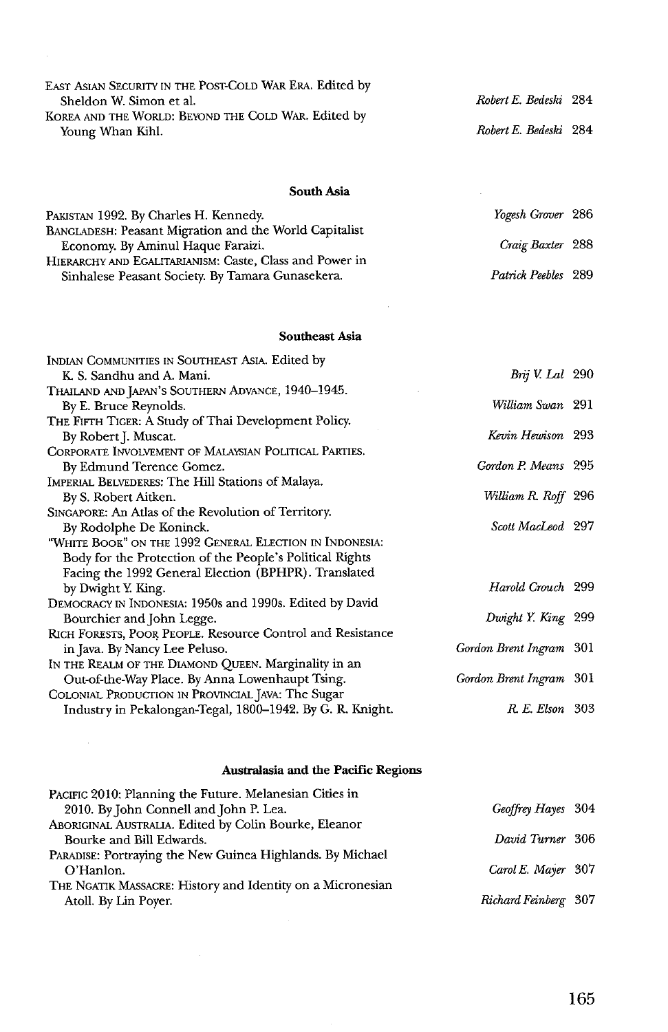| | | |
|---|---|---|
| EAST ASIAN SECURITY IN THE POST-COLD WAR ERA. Edited by Sheldon W. Simon et al. | *Robert E. Bedeski* | 284 |
| KOREA AND THE WORLD: BEYOND THE COLD WAR. Edited by Young Whan Kihl. | *Robert E. Bedeski* | 284 |

### South Asia

| | | |
|---|---|---|
| PAKISTAN 1992. By Charles H. Kennedy. | *Yogesh Grover* | 286 |
| BANGLADESH: Peasant Migration and the World Capitalist Economy. By Aminul Haque Faraizi. | *Craig Baxter* | 288 |
| HIERARCHY AND EGALITARIANISM: Caste, Class and Power in Sinhalese Peasant Society. By Tamara Gunasekera. | *Patrick Peebles* | 289 |

### Southeast Asia

| | | |
|---|---|---|
| INDIAN COMMUNITIES IN SOUTHEAST ASIA. Edited by K. S. Sandhu and A. Mani. | *Brij V. Lal* | 290 |
| THAILAND AND JAPAN'S SOUTHERN ADVANCE, 1940–1945. By E. Bruce Reynolds. | *William Swan* | 291 |
| THE FIFTH TIGER: A Study of Thai Development Policy. By Robert J. Muscat. | *Kevin Hewison* | 293 |
| CORPORATE INVOLVEMENT OF MALAYSIAN POLITICAL PARTIES. By Edmund Terence Gomez. | *Gordon P. Means* | 295 |
| IMPERIAL BELVEDERES: The Hill Stations of Malaya. By S. Robert Aitken. | *William R. Roff* | 296 |
| SINGAPORE: An Atlas of the Revolution of Territory. By Rodolphe De Koninck. | *Scott MacLeod* | 297 |
| "WHITE BOOK" ON THE 1992 GENERAL ELECTION IN INDONESIA: Body for the Protection of the People's Political Rights Facing the 1992 General Election (BPHPR). Translated by Dwight Y. King. | *Harold Crouch* | 299 |
| DEMOCRACY IN INDONESIA: 1950s and 1990s. Edited by David Bourchier and John Legge. | *Dwight Y. King* | 299 |
| RICH FORESTS, POOR PEOPLE. Resource Control and Resistance in Java. By Nancy Lee Peluso. | *Gordon Brent Ingram* | 301 |
| IN THE REALM OF THE DIAMOND QUEEN. Marginality in an Out-of-the-Way Place. By Anna Lowenhaupt Tsing. | *Gordon Brent Ingram* | 301 |
| COLONIAL PRODUCTION IN PROVINCIAL JAVA: The Sugar Industry in Pekalongan-Tegal, 1800–1942. By G. R. Knight. | *R. E. Elson* | 303 |

### Australasia and the Pacific Regions

| | | |
|---|---|---|
| PACIFIC 2010: Planning the Future. Melanesian Cities in 2010. By John Connell and John P. Lea. | *Geoffrey Hayes* | 304 |
| ABORIGINAL AUSTRALIA. Edited by Colin Bourke, Eleanor Bourke and Bill Edwards. | *David Turner* | 306 |
| PARADISE: Portraying the New Guinea Highlands. By Michael O'Hanlon. | *Carol E. Mayer* | 307 |
| THE NGATIK MASSACRE: History and Identity on a Micronesian Atoll. By Lin Poyer. | *Richard Feinberg* | 307 |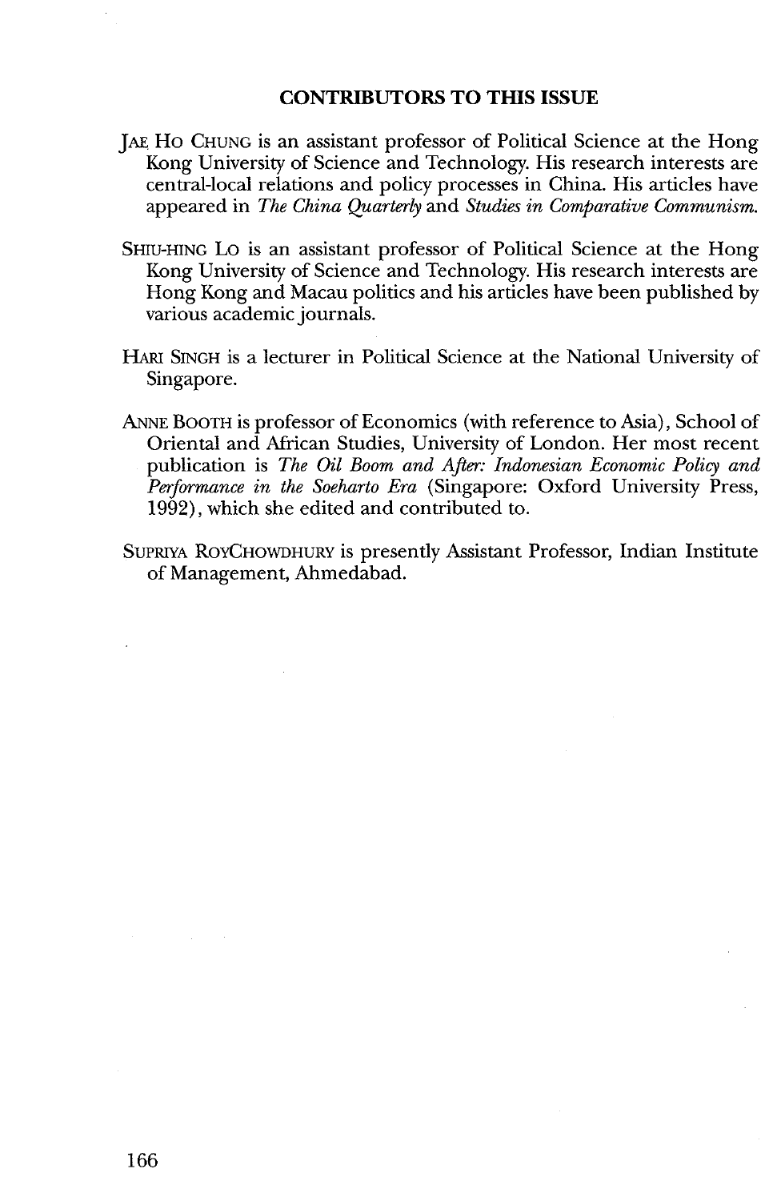## CONTRIBUTORS TO THIS ISSUE

JAE HO CHUNG is an assistant professor of Political Science at the Hong Kong University of Science and Technology. His research interests are central-local relations and policy processes in China. His articles have appeared in *The China Quarterly* and *Studies in Comparative Communism.*

SHIU-HING LO is an assistant professor of Political Science at the Hong Kong University of Science and Technology. His research interests are Hong Kong and Macau politics and his articles have been published by various academic journals.

HARI SINGH is a lecturer in Political Science at the National University of Singapore.

ANNE BOOTH is professor of Economics (with reference to Asia), School of Oriental and African Studies, University of London. Her most recent publication is *The Oil Boom and After: Indonesian Economic Policy and Performance in the Soeharto Era* (Singapore: Oxford University Press, 1992), which she edited and contributed to.

SUPRIYA ROYCHOWDHURY is presently Assistant Professor, Indian Institute of Management, Ahmedabad.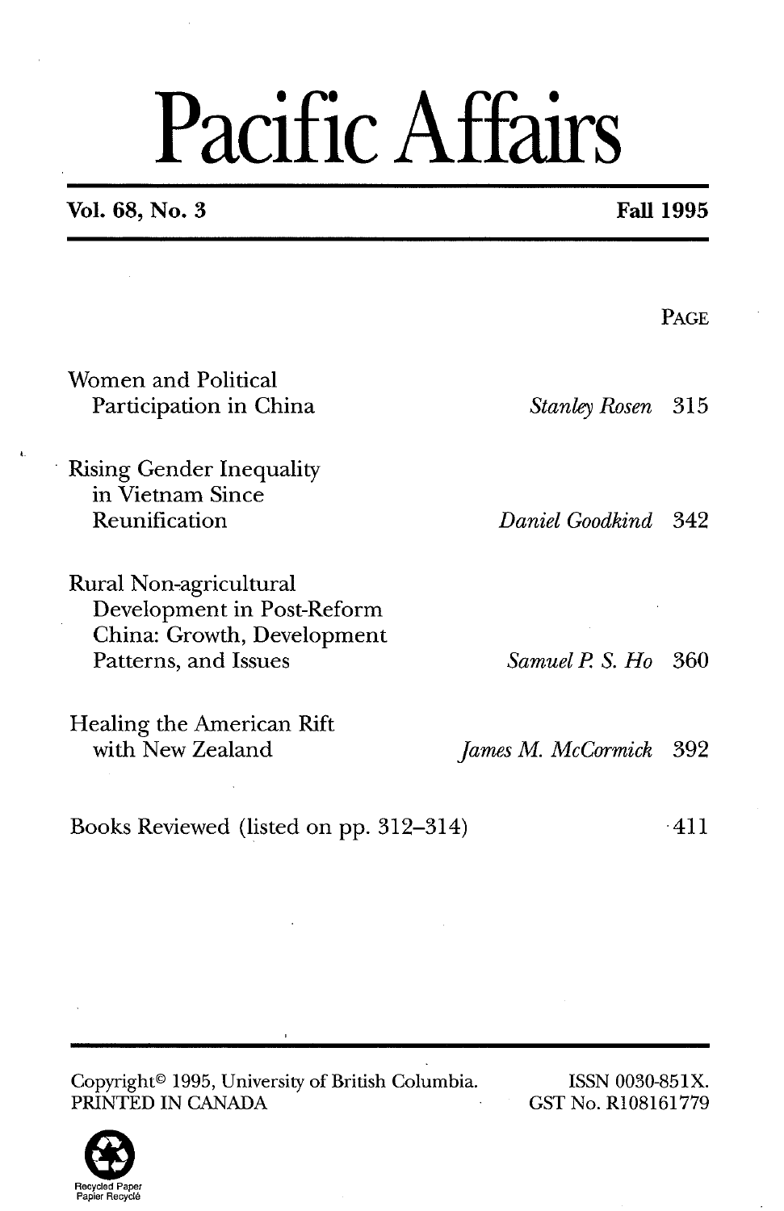# Pacific Affairs

**Vol. 68, No. 3** **Fall 1995**

| | | PAGE |
|---|---|---|
| Women and Political Participation in China | *Stanley Rosen* | 315 |
| Rising Gender Inequality in Vietnam Since Reunification | *Daniel Goodkind* | 342 |
| Rural Non-agricultural Development in Post-Reform China: Growth, Development Patterns, and Issues | *Samuel P. S. Ho* | 360 |
| Healing the American Rift with New Zealand | *James M. McCormick* | 392 |
| Books Reviewed (listed on pp. 312–314) | | 411 |

Copyright© 1995, University of British Columbia.
PRINTED IN CANADA

ISSN 0030-851X.
GST No. R108161779

Recycled Paper
Papier Recyclé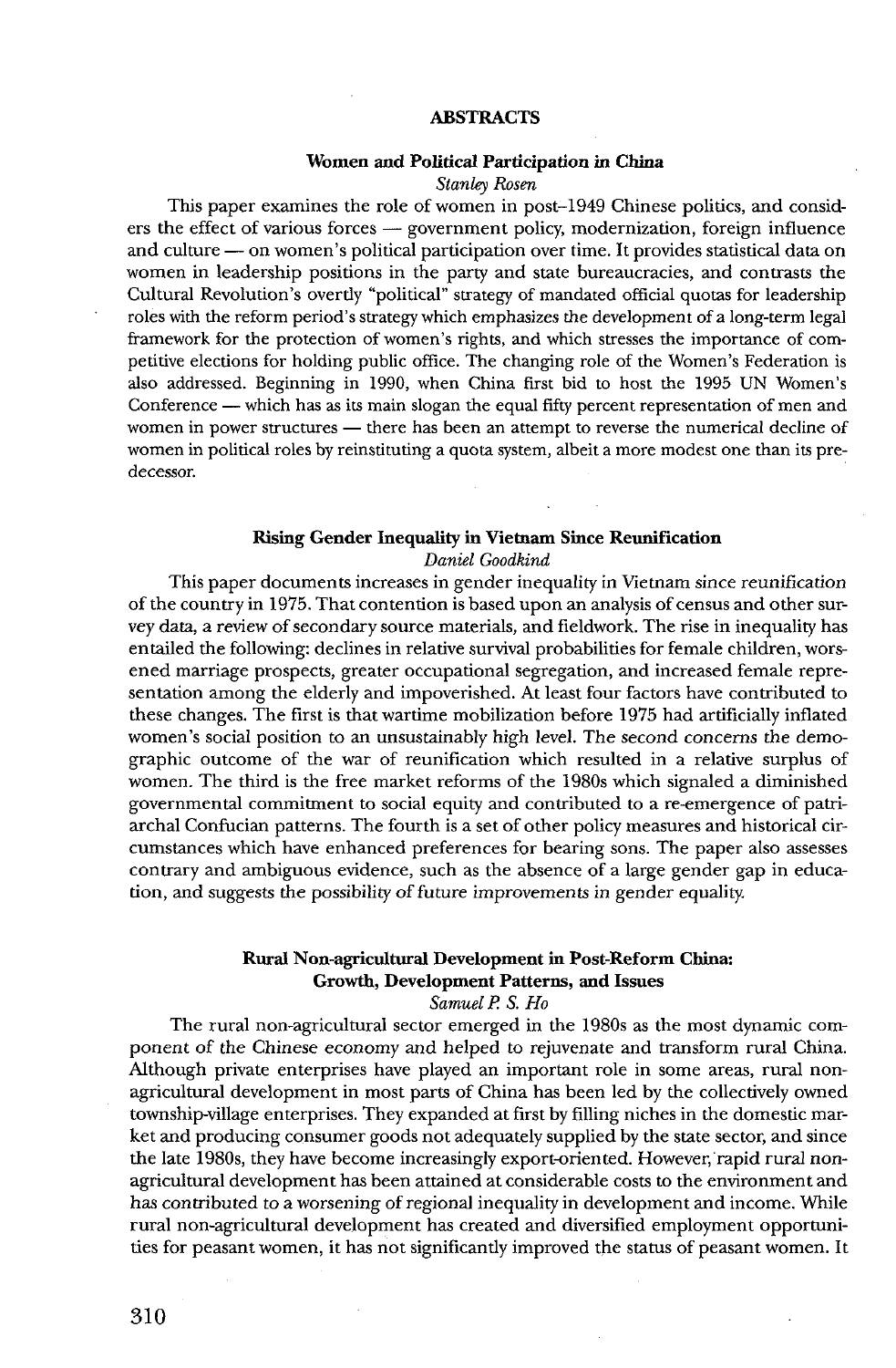## ABSTRACTS

### Women and Political Participation in China

*Stanley Rosen*

This paper examines the role of women in post-1949 Chinese politics, and considers the effect of various forces — government policy, modernization, foreign influence and culture — on women's political participation over time. It provides statistical data on women in leadership positions in the party and state bureaucracies, and contrasts the Cultural Revolution's overtly "political" strategy of mandated official quotas for leadership roles with the reform period's strategy which emphasizes the development of a long-term legal framework for the protection of women's rights, and which stresses the importance of competitive elections for holding public office. The changing role of the Women's Federation is also addressed. Beginning in 1990, when China first bid to host the 1995 UN Women's Conference — which has as its main slogan the equal fifty percent representation of men and women in power structures — there has been an attempt to reverse the numerical decline of women in political roles by reinstituting a quota system, albeit a more modest one than its predecessor.

### Rising Gender Inequality in Vietnam Since Reunification

*Daniel Goodkind*

This paper documents increases in gender inequality in Vietnam since reunification of the country in 1975. That contention is based upon an analysis of census and other survey data, a review of secondary source materials, and fieldwork. The rise in inequality has entailed the following: declines in relative survival probabilities for female children, worsened marriage prospects, greater occupational segregation, and increased female representation among the elderly and impoverished. At least four factors have contributed to these changes. The first is that wartime mobilization before 1975 had artificially inflated women's social position to an unsustainably high level. The second concerns the demographic outcome of the war of reunification which resulted in a relative surplus of women. The third is the free market reforms of the 1980s which signaled a diminished governmental commitment to social equity and contributed to a re-emergence of patriarchal Confucian patterns. The fourth is a set of other policy measures and historical circumstances which have enhanced preferences for bearing sons. The paper also assesses contrary and ambiguous evidence, such as the absence of a large gender gap in education, and suggests the possibility of future improvements in gender equality.

### Rural Non-agricultural Development in Post-Reform China: Growth, Development Patterns, and Issues

*Samuel P. S. Ho*

The rural non-agricultural sector emerged in the 1980s as the most dynamic component of the Chinese economy and helped to rejuvenate and transform rural China. Although private enterprises have played an important role in some areas, rural non-agricultural development in most parts of China has been led by the collectively owned township-village enterprises. They expanded at first by filling niches in the domestic market and producing consumer goods not adequately supplied by the state sector, and since the late 1980s, they have become increasingly export-oriented. However, rapid rural non-agricultural development has been attained at considerable costs to the environment and has contributed to a worsening of regional inequality in development and income. While rural non-agricultural development has created and diversified employment opportunities for peasant women, it has not significantly improved the status of peasant women. It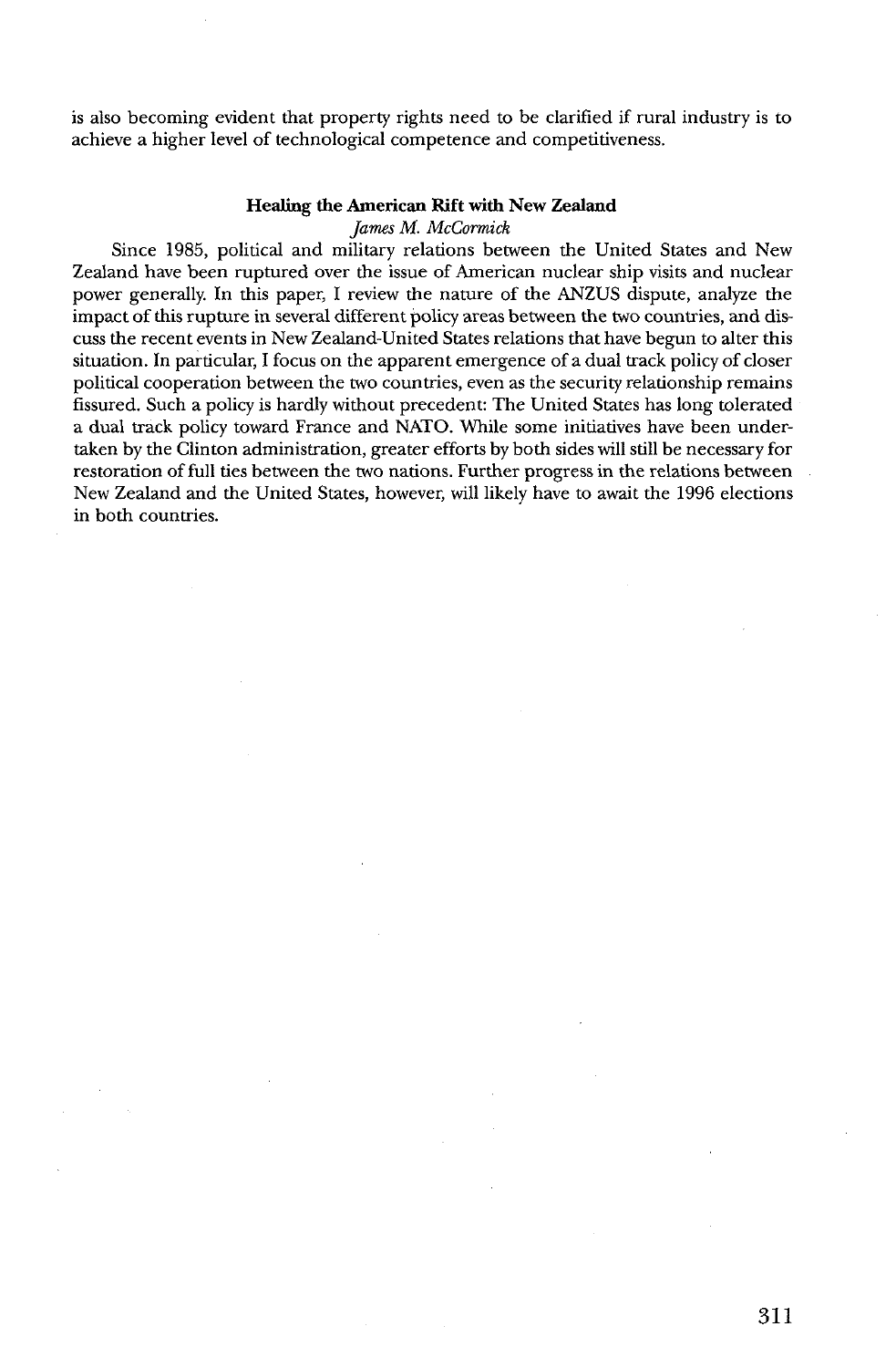is also becoming evident that property rights need to be clarified if rural industry is to achieve a higher level of technological competence and competitiveness.

### Healing the American Rift with New Zealand

*James M. McCormick*

Since 1985, political and military relations between the United States and New Zealand have been ruptured over the issue of American nuclear ship visits and nuclear power generally. In this paper, I review the nature of the ANZUS dispute, analyze the impact of this rupture in several different policy areas between the two countries, and discuss the recent events in New Zealand-United States relations that have begun to alter this situation. In particular, I focus on the apparent emergence of a dual track policy of closer political cooperation between the two countries, even as the security relationship remains fissured. Such a policy is hardly without precedent: The United States has long tolerated a dual track policy toward France and NATO. While some initiatives have been undertaken by the Clinton administration, greater efforts by both sides will still be necessary for restoration of full ties between the two nations. Further progress in the relations between New Zealand and the United States, however, will likely have to await the 1996 elections in both countries.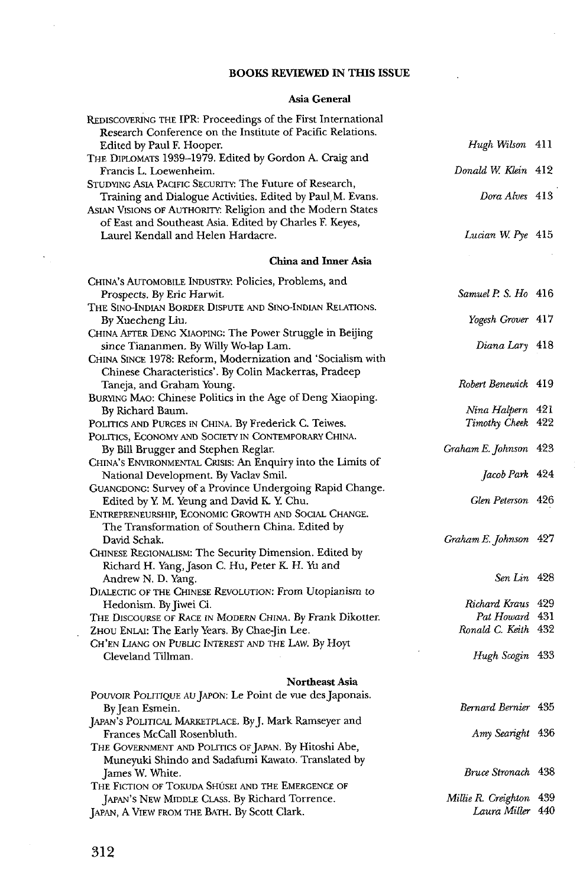## BOOKS REVIEWED IN THIS ISSUE

### Asia General

| Book | Reviewer | Page |
| --- | --- | --- |
| REDISCOVERING THE IPR: Proceedings of the First International Research Conference on the Institute of Pacific Relations. Edited by Paul F. Hooper. | *Hugh Wilson* | 411 |
| THE DIPLOMATS 1939–1979. Edited by Gordon A. Craig and Francis L. Loewenheim. | *Donald W. Klein* | 412 |
| STUDYING ASIA PACIFIC SECURITY: The Future of Research, Training and Dialogue Activities. Edited by Paul M. Evans. | *Dora Alves* | 413 |
| ASIAN VISIONS OF AUTHORITY: Religion and the Modern States of East and Southeast Asia. Edited by Charles F. Keyes, Laurel Kendall and Helen Hardacre. | *Lucian W. Pye* | 415 |

### China and Inner Asia

| Book | Reviewer | Page |
| --- | --- | --- |
| CHINA'S AUTOMOBILE INDUSTRY: Policies, Problems, and Prospects. By Eric Harwit. | *Samuel P. S. Ho* | 416 |
| THE SINO-INDIAN BORDER DISPUTE AND SINO-INDIAN RELATIONS. By Xuecheng Liu. | *Yogesh Grover* | 417 |
| CHINA AFTER DENG XIAOPING: The Power Struggle in Beijing since Tiananmen. By Willy Wo-lap Lam. | *Diana Lary* | 418 |
| CHINA SINCE 1978: Reform, Modernization and 'Socialism with Chinese Characteristics'. By Colin Mackerras, Pradeep Taneja, and Graham Young. | *Robert Benewick* | 419 |
| BURYING MAO: Chinese Politics in the Age of Deng Xiaoping. By Richard Baum. | *Nina Halpern* | 421 |
| POLITICS AND PURGES IN CHINA. By Frederick C. Teiwes. | *Timothy Cheek* | 422 |
| POLITICS, ECONOMY AND SOCIETY IN CONTEMPORARY CHINA. By Bill Brugger and Stephen Reglar. | *Graham E. Johnson* | 423 |
| CHINA'S ENVIRONMENTAL CRISIS: An Enquiry into the Limits of National Development. By Vaclav Smil. | *Jacob Park* | 424 |
| GUANGDONG: Survey of a Province Undergoing Rapid Change. Edited by Y. M. Yeung and David K. Y. Chu. | *Glen Peterson* | 426 |
| ENTREPRENEURSHIP, ECONOMIC GROWTH AND SOCIAL CHANGE. The Transformation of Southern China. Edited by David Schak. | *Graham E. Johnson* | 427 |
| CHINESE REGIONALISM: The Security Dimension. Edited by Richard H. Yang, Jason C. Hu, Peter K. H. Yu and Andrew N. D. Yang. | *Sen Lin* | 428 |
| DIALECTIC OF THE CHINESE REVOLUTION: From Utopianism to Hedonism. By Jiwei Ci. | *Richard Kraus* | 429 |
| THE DISCOURSE OF RACE IN MODERN CHINA. By Frank Dikotter. | *Pat Howard* | 431 |
| ZHOU ENLAI: The Early Years. By Chae-Jin Lee. | *Ronald C. Keith* | 432 |
| CH'EN LIANG ON PUBLIC INTEREST AND THE LAW. By Hoyt Cleveland Tillman. | *Hugh Scogin* | 433 |

### Northeast Asia

| Book | Reviewer | Page |
| --- | --- | --- |
| POUVOIR POLITIQUE AU JAPON: Le Point de vue des Japonais. By Jean Esmein. | *Bernard Bernier* | 435 |
| JAPAN'S POLITICAL MARKETPLACE. By J. Mark Ramseyer and Frances McCall Rosenbluth. | *Amy Searight* | 436 |
| THE GOVERNMENT AND POLITICS OF JAPAN. By Hitoshi Abe, Muneyuki Shindo and Sadafumi Kawato. Translated by James W. White. | *Bruce Stronach* | 438 |
| THE FICTION OF TOKUDA SHŪSEI AND THE EMERGENCE OF JAPAN'S NEW MIDDLE CLASS. By Richard Torrence. | *Millie R. Creighton* | 439 |
| JAPAN, A VIEW FROM THE BATH. By Scott Clark. | *Laura Miller* | 440 |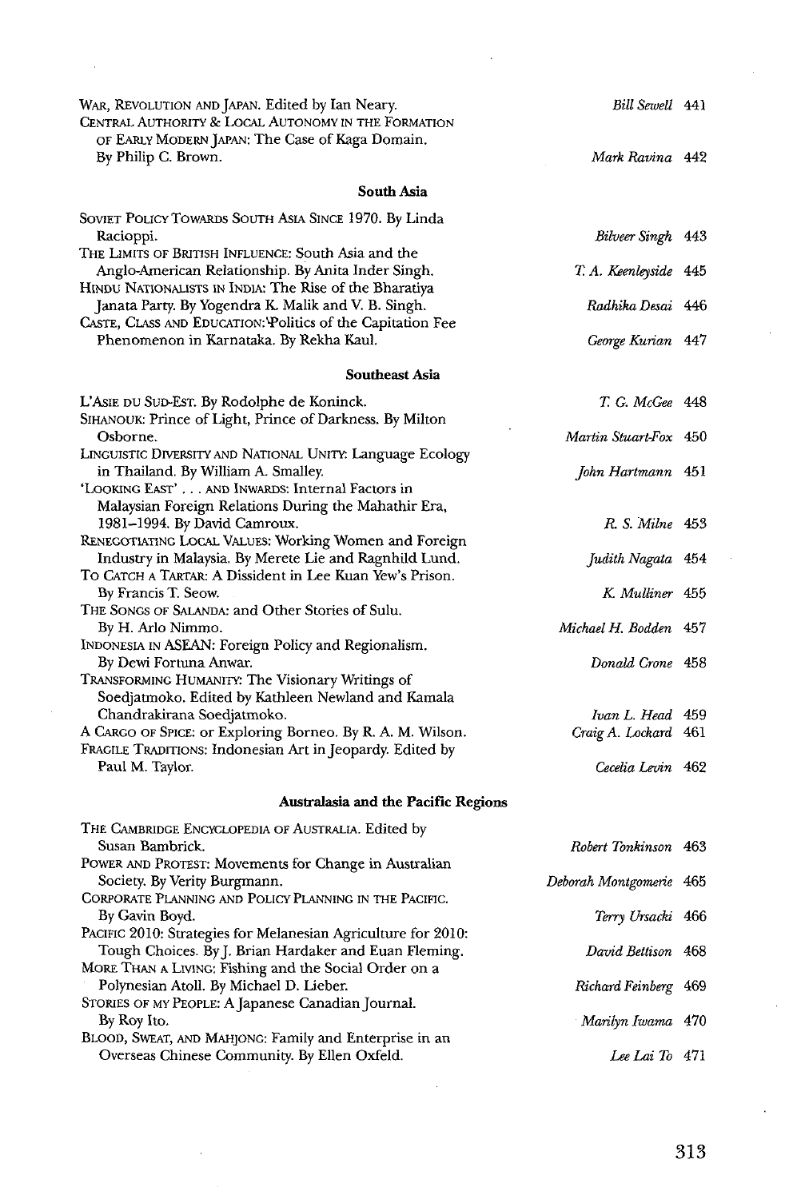WAR, REVOLUTION AND JAPAN. Edited by Ian Neary. — *Bill Sewell* 441

CENTRAL AUTHORITY & LOCAL AUTONOMY IN THE FORMATION OF EARLY MODERN JAPAN: The Case of Kaga Domain. By Philip C. Brown. — *Mark Ravina* 442

### South Asia

SOVIET POLICY TOWARDS SOUTH ASIA SINCE 1970. By Linda Racioppi. — *Bilveer Singh* 443

THE LIMITS OF BRITISH INFLUENCE: South Asia and the Anglo-American Relationship. By Anita Inder Singh. — *T. A. Keenleyside* 445

HINDU NATIONALISTS IN INDIA: The Rise of the Bharatiya Janata Party. By Yogendra K. Malik and V. B. Singh. — *Radhika Desai* 446

CASTE, CLASS AND EDUCATION: Politics of the Capitation Fee Phenomenon in Karnataka. By Rekha Kaul. — *George Kurian* 447

### Southeast Asia

L'ASIE DU SUD-EST. By Rodolphe de Koninck. — *T. G. McGee* 448

SIHANOUK: Prince of Light, Prince of Darkness. By Milton Osborne. — *Martin Stuart-Fox* 450

LINGUISTIC DIVERSITY AND NATIONAL UNITY: Language Ecology in Thailand. By William A. Smalley. — *John Hartmann* 451

'LOOKING EAST' . . . AND INWARDS: Internal Factors in Malaysian Foreign Relations During the Mahathir Era, 1981–1994. By David Camroux. — *R. S. Milne* 453

RENEGOTIATING LOCAL VALUES: Working Women and Foreign Industry in Malaysia. By Merete Lie and Ragnhild Lund. — *Judith Nagata* 454

TO CATCH A TARTAR: A Dissident in Lee Kuan Yew's Prison. By Francis T. Seow. — *K. Mulliner* 455

THE SONGS OF SALANDA: and Other Stories of Sulu. By H. Arlo Nimmo. — *Michael H. Bodden* 457

INDONESIA IN ASEAN: Foreign Policy and Regionalism. By Dewi Fortuna Anwar. — *Donald Crone* 458

TRANSFORMING HUMANITY: The Visionary Writings of Soedjatmoko. Edited by Kathleen Newland and Kamala Chandrakirana Soedjatmoko. — *Ivan L. Head* 459

A CARGO OF SPICE: or Exploring Borneo. By R. A. M. Wilson. — *Craig A. Lockard* 461

FRAGILE TRADITIONS: Indonesian Art in Jeopardy. Edited by Paul M. Taylor. — *Cecelia Levin* 462

### Australasia and the Pacific Regions

THE CAMBRIDGE ENCYCLOPEDIA OF AUSTRALIA. Edited by Susan Bambrick. — *Robert Tonkinson* 463

POWER AND PROTEST: Movements for Change in Australian Society. By Verity Burgmann. — *Deborah Montgomerie* 465

CORPORATE PLANNING AND POLICY PLANNING IN THE PACIFIC. By Gavin Boyd. — *Terry Ursacki* 466

PACIFIC 2010: Strategies for Melanesian Agriculture for 2010: Tough Choices. By J. Brian Hardaker and Euan Fleming. — *David Bettison* 468

MORE THAN A LIVING: Fishing and the Social Order on a Polynesian Atoll. By Michael D. Lieber. — *Richard Feinberg* 469

STORIES OF MY PEOPLE: A Japanese Canadian Journal. By Roy Ito. — *Marilyn Iwama* 470

BLOOD, SWEAT, AND MAHJONG: Family and Enterprise in an Overseas Chinese Community. By Ellen Oxfeld. — *Lee Lai To* 471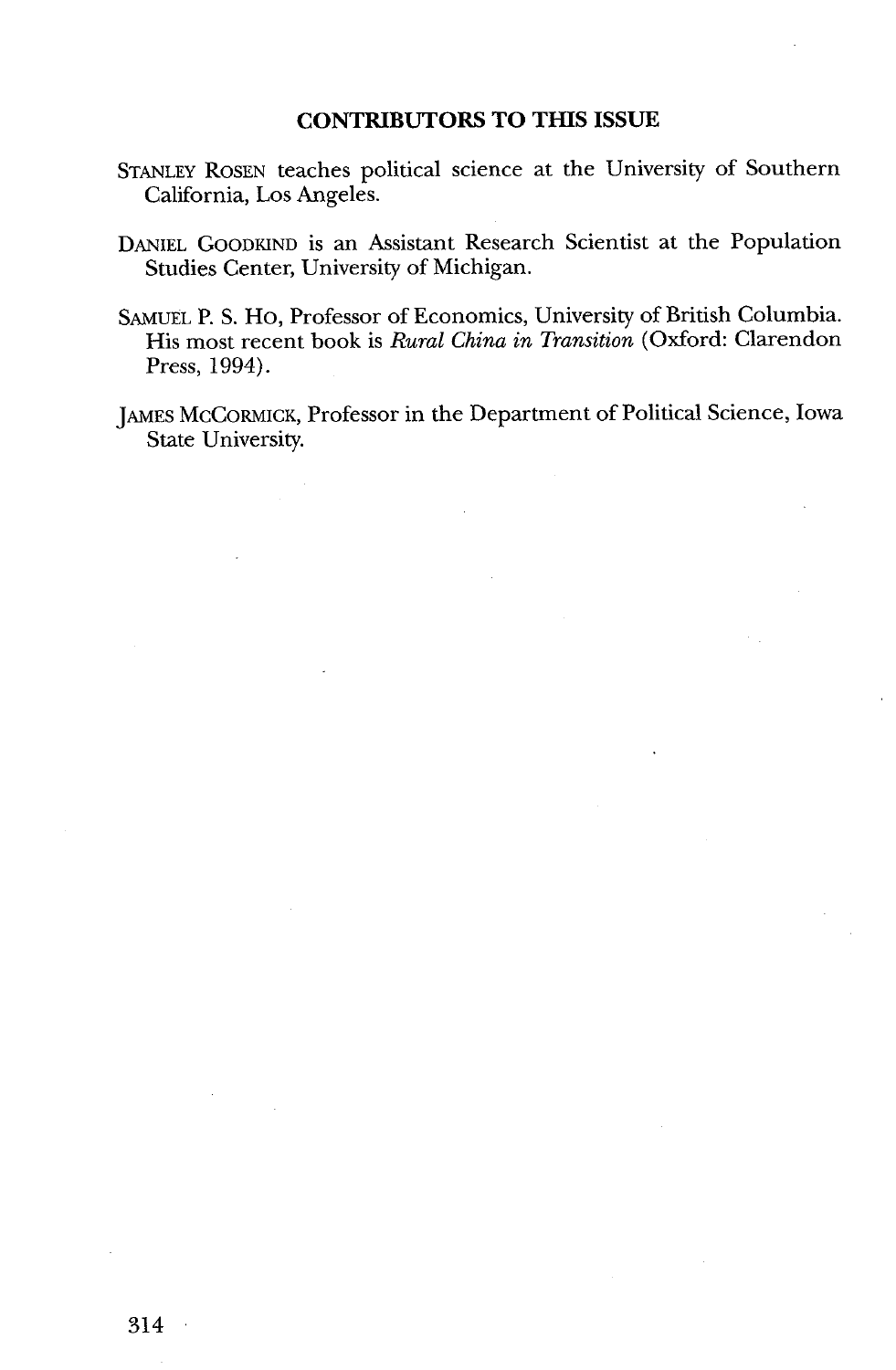## CONTRIBUTORS TO THIS ISSUE

STANLEY ROSEN teaches political science at the University of Southern California, Los Angeles.

DANIEL GOODKIND is an Assistant Research Scientist at the Population Studies Center, University of Michigan.

SAMUEL P. S. HO, Professor of Economics, University of British Columbia. His most recent book is *Rural China in Transition* (Oxford: Clarendon Press, 1994).

JAMES MCCORMICK, Professor in the Department of Political Science, Iowa State University.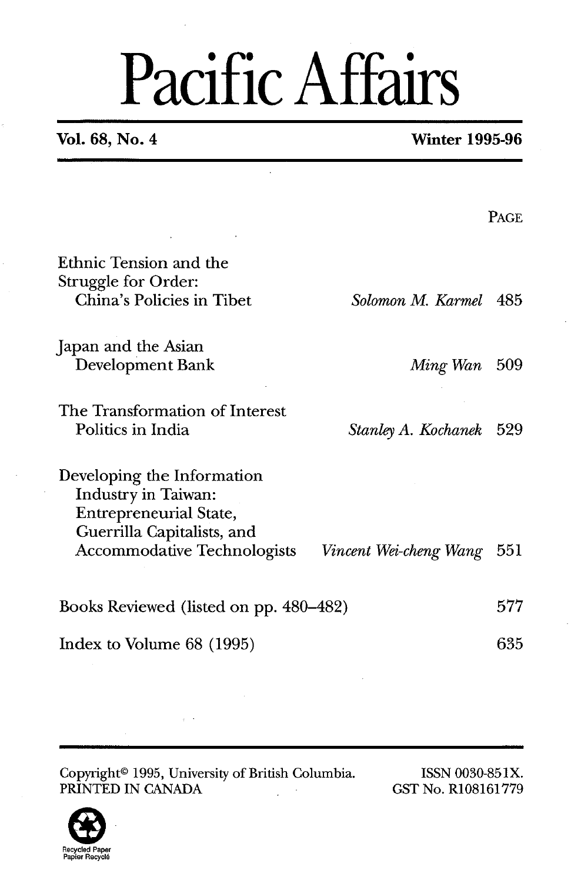# Pacific Affairs

**Vol. 68, No. 4** **Winter 1995-96**

| | | PAGE |
|---|---|---|
| Ethnic Tension and the Struggle for Order: China's Policies in Tibet | *Solomon M. Karmel* | 485 |
| Japan and the Asian Development Bank | *Ming Wan* | 509 |
| The Transformation of Interest Politics in India | *Stanley A. Kochanek* | 529 |
| Developing the Information Industry in Taiwan: Entrepreneurial State, Guerrilla Capitalists, and Accommodative Technologists | *Vincent Wei-cheng Wang* | 551 |
| Books Reviewed (listed on pp. 480–482) | | 577 |
| Index to Volume 68 (1995) | | 635 |

Copyright© 1995, University of British Columbia.
PRINTED IN CANADA

ISSN 0030-851X.
GST No. R108161779

Recycled Paper
Papier Recyclé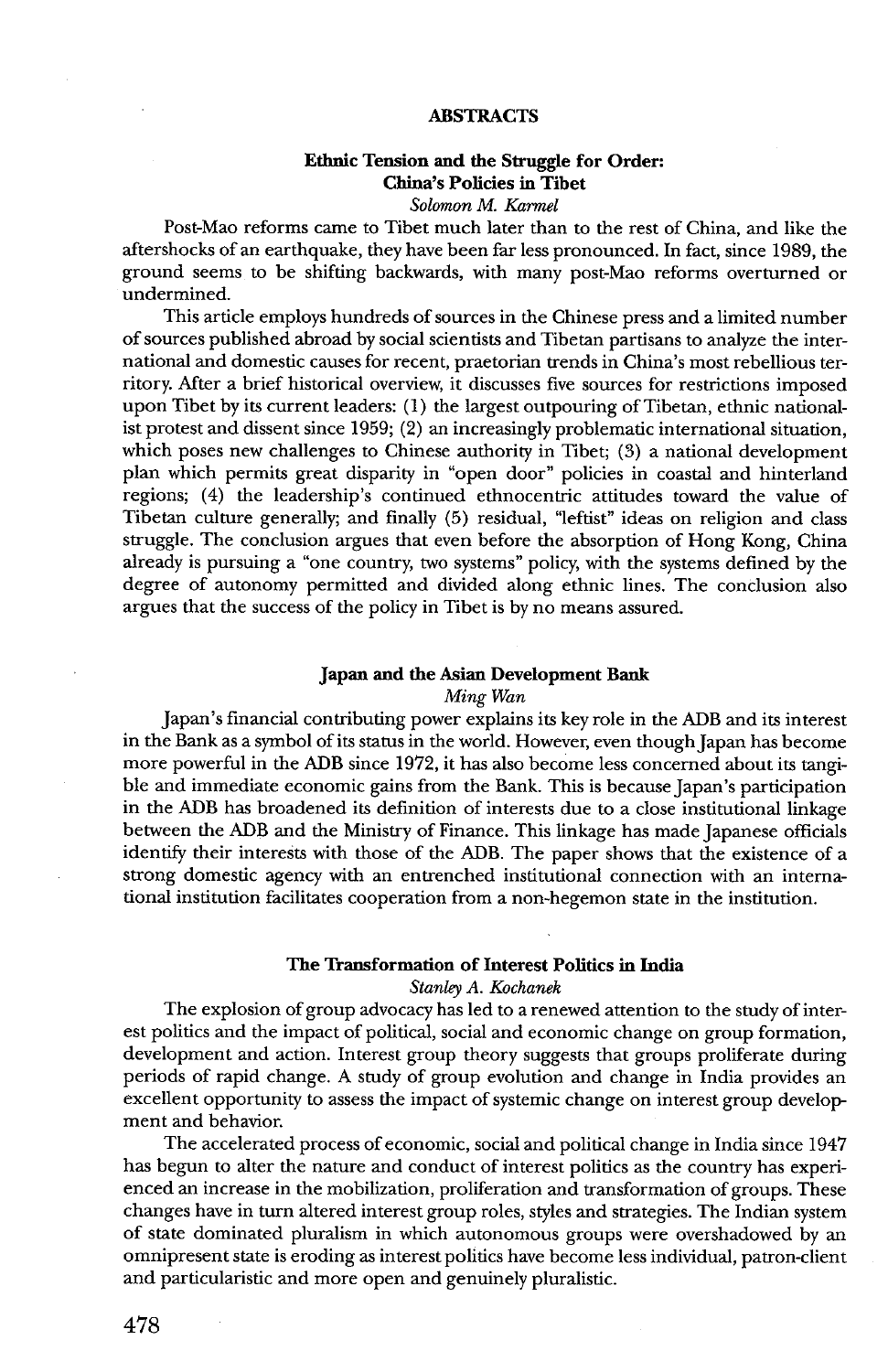## ABSTRACTS

### Ethnic Tension and the Struggle for Order: China's Policies in Tibet

*Solomon M. Karmel*

Post-Mao reforms came to Tibet much later than to the rest of China, and like the aftershocks of an earthquake, they have been far less pronounced. In fact, since 1989, the ground seems to be shifting backwards, with many post-Mao reforms overturned or undermined.

This article employs hundreds of sources in the Chinese press and a limited number of sources published abroad by social scientists and Tibetan partisans to analyze the international and domestic causes for recent, praetorian trends in China's most rebellious territory. After a brief historical overview, it discusses five sources for restrictions imposed upon Tibet by its current leaders: (1) the largest outpouring of Tibetan, ethnic nationalist protest and dissent since 1959; (2) an increasingly problematic international situation, which poses new challenges to Chinese authority in Tibet; (3) a national development plan which permits great disparity in "open door" policies in coastal and hinterland regions; (4) the leadership's continued ethnocentric attitudes toward the value of Tibetan culture generally; and finally (5) residual, "leftist" ideas on religion and class struggle. The conclusion argues that even before the absorption of Hong Kong, China already is pursuing a "one country, two systems" policy, with the systems defined by the degree of autonomy permitted and divided along ethnic lines. The conclusion also argues that the success of the policy in Tibet is by no means assured.

### Japan and the Asian Development Bank

*Ming Wan*

Japan's financial contributing power explains its key role in the ADB and its interest in the Bank as a symbol of its status in the world. However, even though Japan has become more powerful in the ADB since 1972, it has also become less concerned about its tangible and immediate economic gains from the Bank. This is because Japan's participation in the ADB has broadened its definition of interests due to a close institutional linkage between the ADB and the Ministry of Finance. This linkage has made Japanese officials identify their interests with those of the ADB. The paper shows that the existence of a strong domestic agency with an entrenched institutional connection with an international institution facilitates cooperation from a non-hegemon state in the institution.

### The Transformation of Interest Politics in India

*Stanley A. Kochanek*

The explosion of group advocacy has led to a renewed attention to the study of interest politics and the impact of political, social and economic change on group formation, development and action. Interest group theory suggests that groups proliferate during periods of rapid change. A study of group evolution and change in India provides an excellent opportunity to assess the impact of systemic change on interest group development and behavior.

The accelerated process of economic, social and political change in India since 1947 has begun to alter the nature and conduct of interest politics as the country has experienced an increase in the mobilization, proliferation and transformation of groups. These changes have in turn altered interest group roles, styles and strategies. The Indian system of state dominated pluralism in which autonomous groups were overshadowed by an omnipresent state is eroding as interest politics have become less individual, patron-client and particularistic and more open and genuinely pluralistic.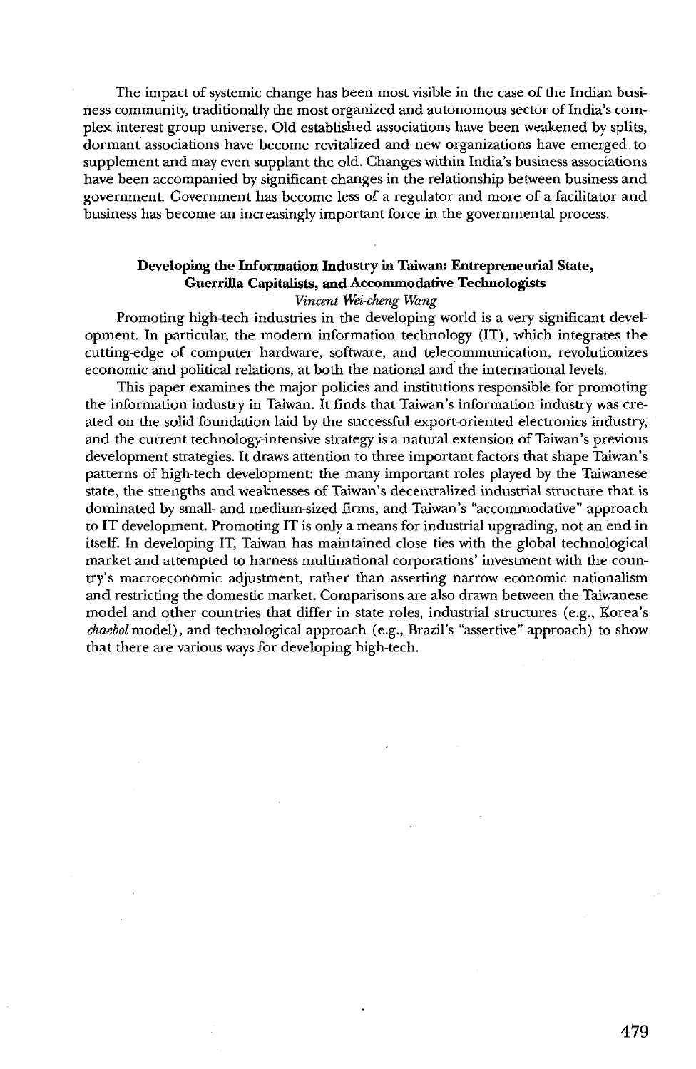The impact of systemic change has been most visible in the case of the Indian business community, traditionally the most organized and autonomous sector of India's complex interest group universe. Old established associations have been weakened by splits, dormant associations have become revitalized and new organizations have emerged to supplement and may even supplant the old. Changes within India's business associations have been accompanied by significant changes in the relationship between business and government. Government has become less of a regulator and more of a facilitator and business has become an increasingly important force in the governmental process.

### Developing the Information Industry in Taiwan: Entrepreneurial State, Guerrilla Capitalists, and Accommodative Technologists

*Vincent Wei-cheng Wang*

Promoting high-tech industries in the developing world is a very significant development. In particular, the modern information technology (IT), which integrates the cutting-edge of computer hardware, software, and telecommunication, revolutionizes economic and political relations, at both the national and the international levels.

This paper examines the major policies and institutions responsible for promoting the information industry in Taiwan. It finds that Taiwan's information industry was created on the solid foundation laid by the successful export-oriented electronics industry, and the current technology-intensive strategy is a natural extension of Taiwan's previous development strategies. It draws attention to three important factors that shape Taiwan's patterns of high-tech development: the many important roles played by the Taiwanese state, the strengths and weaknesses of Taiwan's decentralized industrial structure that is dominated by small- and medium-sized firms, and Taiwan's "accommodative" approach to IT development. Promoting IT is only a means for industrial upgrading, not an end in itself. In developing IT, Taiwan has maintained close ties with the global technological market and attempted to harness multinational corporations' investment with the country's macroeconomic adjustment, rather than asserting narrow economic nationalism and restricting the domestic market. Comparisons are also drawn between the Taiwanese model and other countries that differ in state roles, industrial structures (e.g., Korea's *chaebol* model), and technological approach (e.g., Brazil's "assertive" approach) to show that there are various ways for developing high-tech.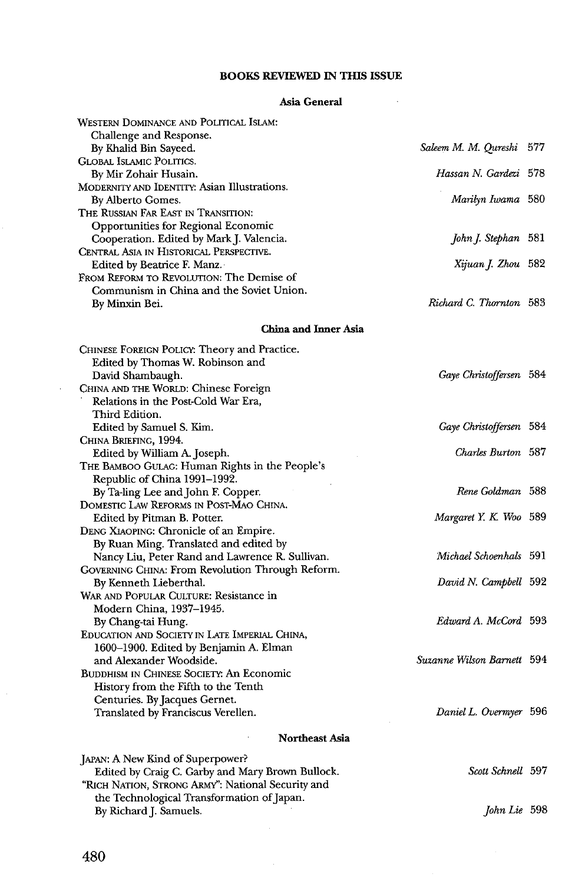## BOOKS REVIEWED IN THIS ISSUE

### Asia General

WESTERN DOMINANCE AND POLITICAL ISLAM: Challenge and Response. By Khalid Bin Sayeed. — *Saleem M. M. Qureshi* 577

GLOBAL ISLAMIC POLITICS. By Mir Zohair Husain. — *Hassan N. Gardezi* 578

MODERNITY AND IDENTITY: Asian Illustrations. By Alberto Gomes. — *Marilyn Iwama* 580

THE RUSSIAN FAR EAST IN TRANSITION: Opportunities for Regional Economic Cooperation. Edited by Mark J. Valencia. — *John J. Stephan* 581

CENTRAL ASIA IN HISTORICAL PERSPECTIVE. Edited by Beatrice F. Manz. — *Xijuan J. Zhou* 582

FROM REFORM TO REVOLUTION: The Demise of Communism in China and the Soviet Union. By Minxin Bei. — *Richard C. Thornton* 583

### China and Inner Asia

CHINESE FOREIGN POLICY: Theory and Practice. Edited by Thomas W. Robinson and David Shambaugh. — *Gaye Christoffersen* 584

CHINA AND THE WORLD: Chinese Foreign Relations in the Post-Cold War Era, Third Edition. Edited by Samuel S. Kim. — *Gaye Christoffersen* 584

CHINA BRIEFING, 1994. Edited by William A. Joseph. — *Charles Burton* 587

THE BAMBOO GULAG: Human Rights in the People's Republic of China 1991–1992. By Ta-ling Lee and John F. Copper. — *Rene Goldman* 588

DOMESTIC LAW REFORMS IN POST-MAO CHINA. Edited by Pitman B. Potter. — *Margaret Y. K. Woo* 589

DENG XIAOPING: Chronicle of an Empire. By Ruan Ming. Translated and edited by Nancy Liu, Peter Rand and Lawrence R. Sullivan. — *Michael Schoenhals* 591

GOVERNING CHINA: From Revolution Through Reform. By Kenneth Lieberthal. — *David N. Campbell* 592

WAR AND POPULAR CULTURE: Resistance in Modern China, 1937–1945. By Chang-tai Hung. — *Edward A. McCord* 593

EDUCATION AND SOCIETY IN LATE IMPERIAL CHINA, 1600–1900. Edited by Benjamin A. Elman and Alexander Woodside. — *Suzanne Wilson Barnett* 594

BUDDHISM IN CHINESE SOCIETY: An Economic History from the Fifth to the Tenth Centuries. By Jacques Gernet. Translated by Franciscus Verellen. — *Daniel L. Overmyer* 596

### Northeast Asia

JAPAN: A New Kind of Superpower? Edited by Craig C. Garby and Mary Brown Bullock. — *Scott Schnell* 597

"RICH NATION, STRONG ARMY": National Security and the Technological Transformation of Japan. By Richard J. Samuels. — *John Lie* 598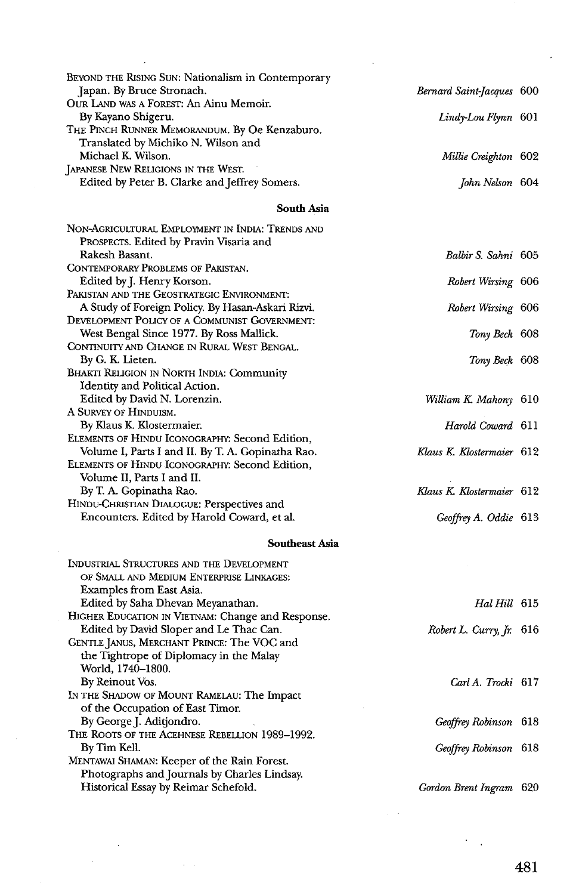| | | |
|---|---|---|
| BEYOND THE RISING SUN: Nationalism in Contemporary Japan. By Bruce Stronach. | *Bernard Saint-Jacques* | 600 |
| OUR LAND WAS A FOREST: An Ainu Memoir. By Kayano Shigeru. | *Lindy-Lou Flynn* | 601 |
| THE PINCH RUNNER MEMORANDUM. By Oe Kenzaburo. Translated by Michiko N. Wilson and Michael K. Wilson. | *Millie Creighton* | 602 |
| JAPANESE NEW RELIGIONS IN THE WEST. Edited by Peter B. Clarke and Jeffrey Somers. | *John Nelson* | 604 |

**South Asia**

| | | |
|---|---|---|
| NON-AGRICULTURAL EMPLOYMENT IN INDIA: TRENDS AND PROSPECTS. Edited by Pravin Visaria and Rakesh Basant. | *Balbir S. Sahni* | 605 |
| CONTEMPORARY PROBLEMS OF PAKISTAN. Edited by J. Henry Korson. | *Robert Wirsing* | 606 |
| PAKISTAN AND THE GEOSTRATEGIC ENVIRONMENT: A Study of Foreign Policy. By Hasan-Askari Rizvi. | *Robert Wirsing* | 606 |
| DEVELOPMENT POLICY OF A COMMUNIST GOVERNMENT: West Bengal Since 1977. By Ross Mallick. | *Tony Beck* | 608 |
| CONTINUITY AND CHANGE IN RURAL WEST BENGAL. By G. K. Lieten. | *Tony Beck* | 608 |
| BHAKTI RELIGION IN NORTH INDIA: Community Identity and Political Action. Edited by David N. Lorenzin. | *William K. Mahony* | 610 |
| A SURVEY OF HINDUISM. By Klaus K. Klostermaier. | *Harold Coward* | 611 |
| ELEMENTS OF HINDU ICONOGRAPHY: Second Edition, Volume I, Parts I and II. By T. A. Gopinatha Rao. | *Klaus K. Klostermaier* | 612 |
| ELEMENTS OF HINDU ICONOGRAPHY: Second Edition, Volume II, Parts I and II. By T. A. Gopinatha Rao. | *Klaus K. Klostermaier* | 612 |
| HINDU-CHRISTIAN DIALOGUE: Perspectives and Encounters. Edited by Harold Coward, et al. | *Geoffrey A. Oddie* | 613 |

**Southeast Asia**

| | | |
|---|---|---|
| INDUSTRIAL STRUCTURES AND THE DEVELOPMENT OF SMALL AND MEDIUM ENTERPRISE LINKAGES: Examples from East Asia. Edited by Saha Dhevan Meyanathan. | *Hal Hill* | 615 |
| HIGHER EDUCATION IN VIETNAM: Change and Response. Edited by David Sloper and Le Thac Can. | *Robert L. Curry, Jr.* | 616 |
| GENTLE JANUS, MERCHANT PRINCE: The VOC and the Tightrope of Diplomacy in the Malay World, 1740–1800. By Reinout Vos. | *Carl A. Trocki* | 617 |
| IN THE SHADOW OF MOUNT RAMELAU: The Impact of the Occupation of East Timor. By George J. Aditjondro. | *Geoffrey Robinson* | 618 |
| THE ROOTS OF THE ACEHNESE REBELLION 1989–1992. By Tim Kell. | *Geoffrey Robinson* | 618 |
| MENTAWAI SHAMAN: Keeper of the Rain Forest. Photographs and Journals by Charles Lindsay. Historical Essay by Reimar Schefold. | *Gordon Brent Ingram* | 620 |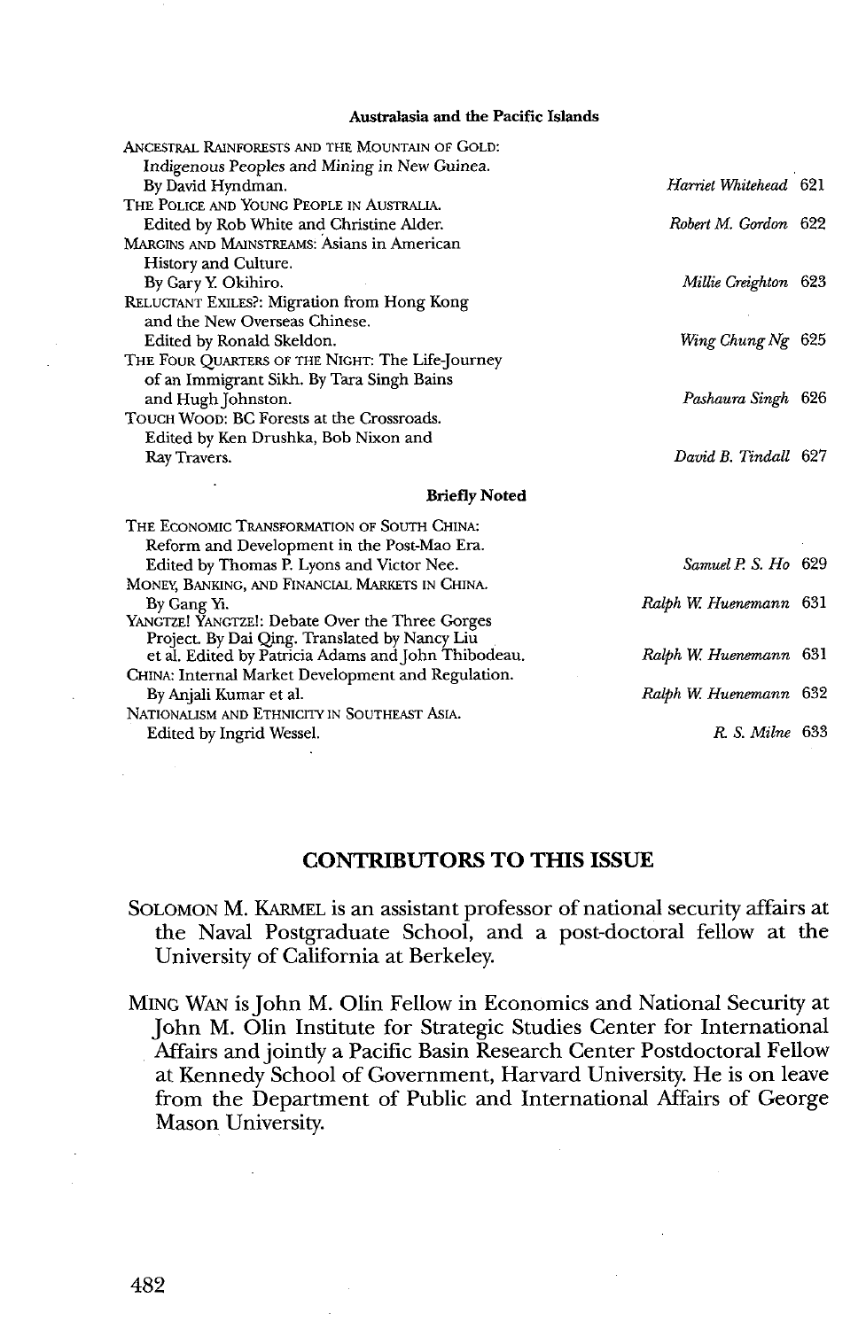### Australasia and the Pacific Islands

| | | |
|---|---|---|
| ANCESTRAL RAINFORESTS AND THE MOUNTAIN OF GOLD: Indigenous Peoples and Mining in New Guinea. By David Hyndman. | *Harriet Whitehead* | 621 |
| THE POLICE AND YOUNG PEOPLE IN AUSTRALIA. Edited by Rob White and Christine Alder. | *Robert M. Gordon* | 622 |
| MARGINS AND MAINSTREAMS: Asians in American History and Culture. By Gary Y. Okihiro. | *Millie Creighton* | 623 |
| RELUCTANT EXILES?: Migration from Hong Kong and the New Overseas Chinese. Edited by Ronald Skeldon. | *Wing Chung Ng* | 625 |
| THE FOUR QUARTERS OF THE NIGHT: The Life-Journey of an Immigrant Sikh. By Tara Singh Bains and Hugh Johnston. | *Pashaura Singh* | 626 |
| TOUCH WOOD: BC Forests at the Crossroads. Edited by Ken Drushka, Bob Nixon and Ray Travers. | *David B. Tindall* | 627 |

### Briefly Noted

| | | |
|---|---|---|
| THE ECONOMIC TRANSFORMATION OF SOUTH CHINA: Reform and Development in the Post-Mao Era. Edited by Thomas P. Lyons and Victor Nee. | *Samuel P. S. Ho* | 629 |
| MONEY, BANKING, AND FINANCIAL MARKETS IN CHINA. By Gang Yi. | *Ralph W. Huenemann* | 631 |
| YANGTZE! YANGTZE!: Debate Over the Three Gorges Project. By Dai Qing. Translated by Nancy Liu et al. Edited by Patricia Adams and John Thibodeau. | *Ralph W. Huenemann* | 631 |
| CHINA: Internal Market Development and Regulation. By Anjali Kumar et al. | *Ralph W. Huenemann* | 632 |
| NATIONALISM AND ETHNICITY IN SOUTHEAST ASIA. Edited by Ingrid Wessel. | *R. S. Milne* | 633 |

## CONTRIBUTORS TO THIS ISSUE

SOLOMON M. KARMEL is an assistant professor of national security affairs at the Naval Postgraduate School, and a post-doctoral fellow at the University of California at Berkeley.

MING WAN is John M. Olin Fellow in Economics and National Security at John M. Olin Institute for Strategic Studies Center for International Affairs and jointly a Pacific Basin Research Center Postdoctoral Fellow at Kennedy School of Government, Harvard University. He is on leave from the Department of Public and International Affairs of George Mason University.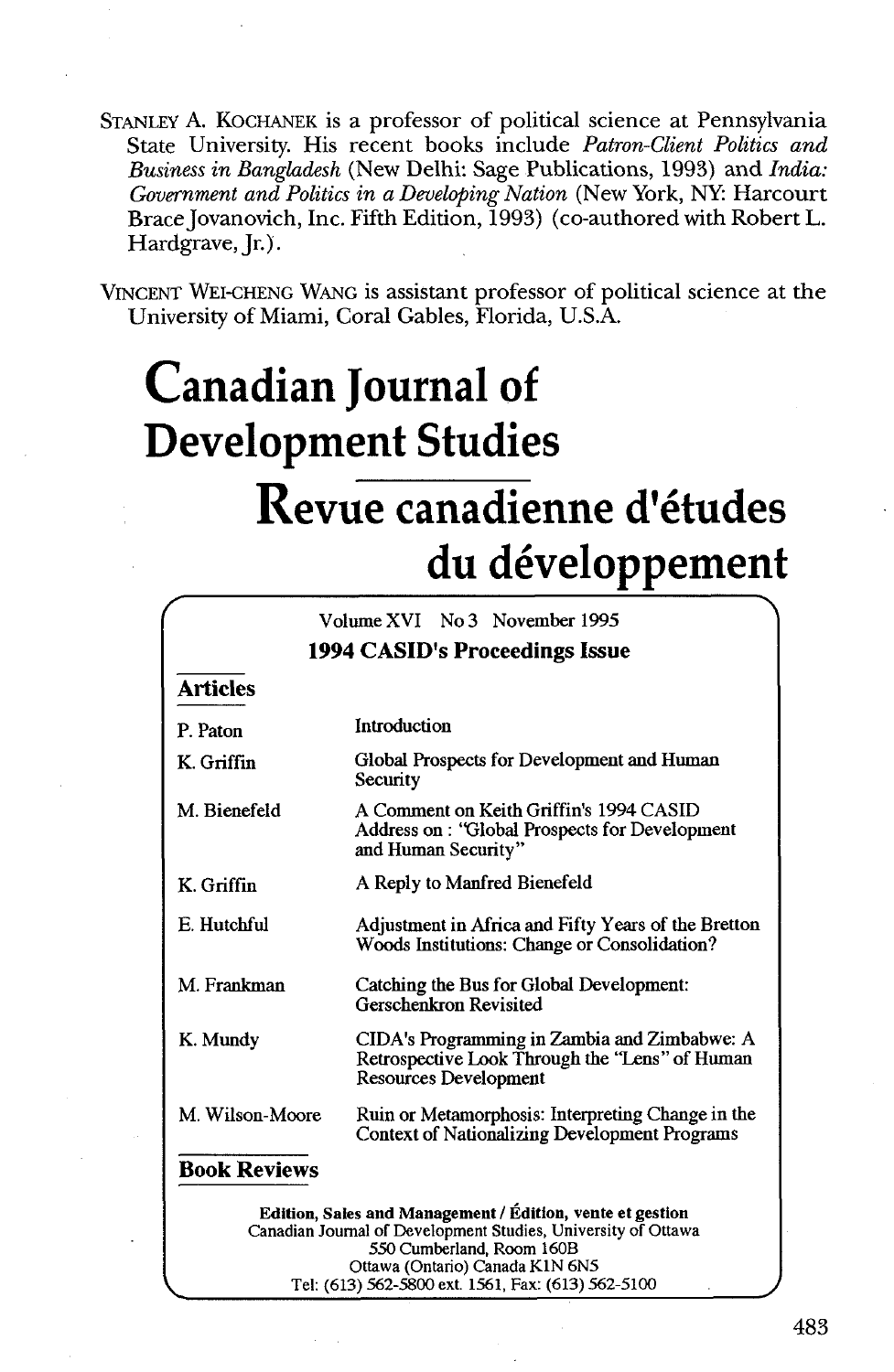STANLEY A. KOCHANEK is a professor of political science at Pennsylvania State University. His recent books include *Patron-Client Politics and Business in Bangladesh* (New Delhi: Sage Publications, 1993) and *India: Government and Politics in a Developing Nation* (New York, NY: Harcourt Brace Jovanovich, Inc. Fifth Edition, 1993) (co-authored with Robert L. Hardgrave, Jr.).

VINCENT WEI-CHENG WANG is assistant professor of political science at the University of Miami, Coral Gables, Florida, U.S.A.

# Canadian Journal of Development Studies

# Revue canadienne d'études du développement

Volume XVI No 3 November 1995

**1994 CASID's Proceedings Issue**

## Articles

| | |
|---|---|
| P. Paton | Introduction |
| K. Griffin | Global Prospects for Development and Human Security |
| M. Bienefeld | A Comment on Keith Griffin's 1994 CASID Address on : "Global Prospects for Development and Human Security" |
| K. Griffin | A Reply to Manfred Bienefeld |
| E. Hutchful | Adjustment in Africa and Fifty Years of the Bretton Woods Institutions: Change or Consolidation? |
| M. Frankman | Catching the Bus for Global Development: Gerschenkron Revisited |
| K. Mundy | CIDA's Programming in Zambia and Zimbabwe: A Retrospective Look Through the "Lens" of Human Resources Development |
| M. Wilson-Moore | Ruin or Metamorphosis: Interpreting Change in the Context of Nationalizing Development Programs |

## Book Reviews

**Edition, Sales and Management / Édition, vente et gestion**
Canadian Journal of Development Studies, University of Ottawa
550 Cumberland, Room 160B
Ottawa (Ontario) Canada K1N 6N5
Tel: (613) 562-5800 ext. 1561, Fax: (613) 562-5100